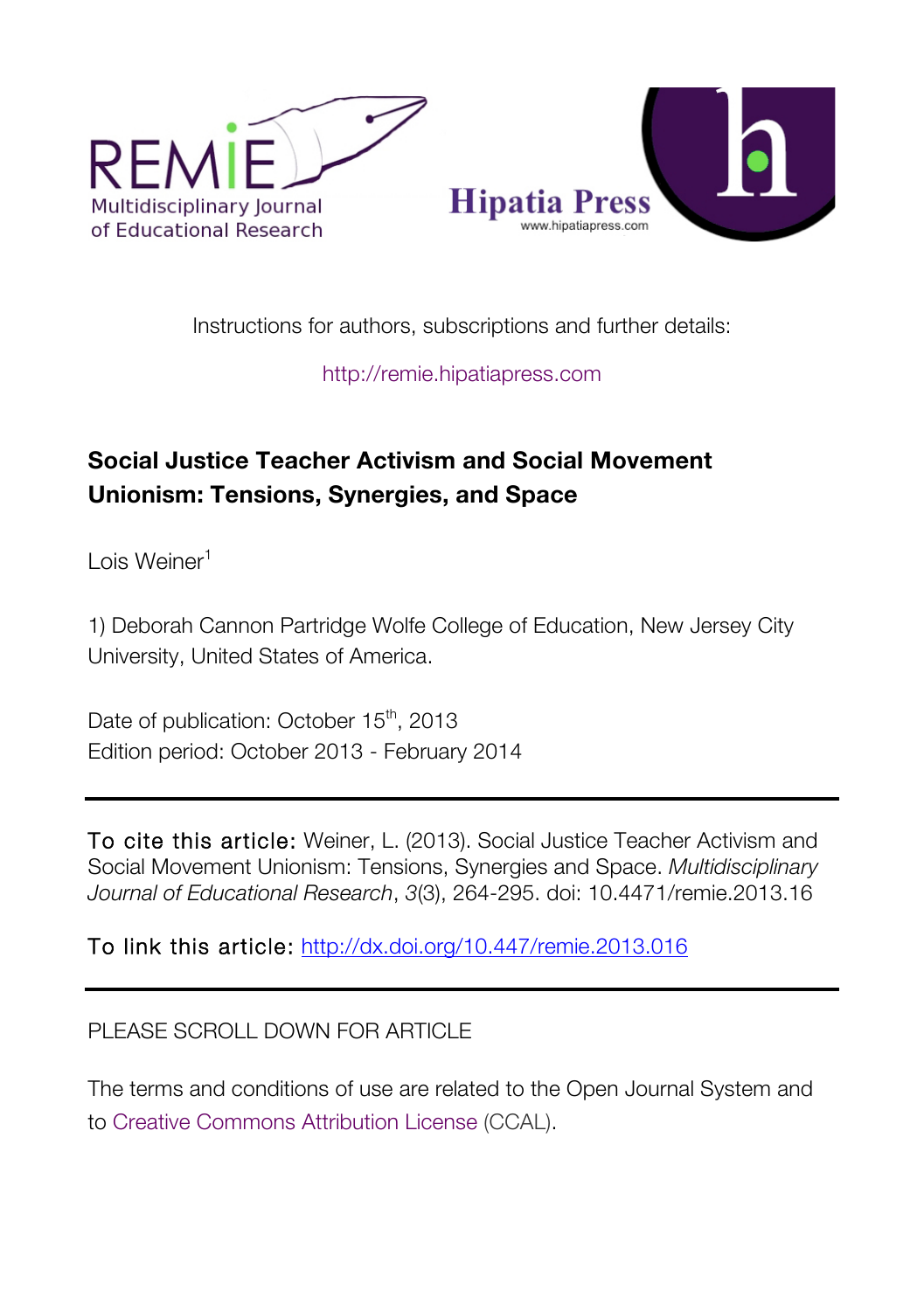REMIE Multidisciplinary Journal of Educational Research

Hipatia Press www.hipatiapress.com

Instructions for authors, subscriptions and further details:

http://remie.hipatiapress.com

## Social Justice Teacher Activism and Social Movement Unionism: Tensions, Synergies, and Space

Lois Weiner[1]

1) Deborah Cannon Partridge Wolfe College of Education, New Jersey City University, United States of America.

Date of publication: October 15th, 2013
Edition period: October 2013 - February 2014

---

**To cite this article:** Weiner, L. (2013). Social Justice Teacher Activism and Social Movement Unionism: Tensions, Synergies and Space. *Multidisciplinary Journal of Educational Research*, *3*(3), 264-295. doi: 10.4471/remie.2013.16

**To link this article:** http://dx.doi.org/10.447/remie.2013.016

---

PLEASE SCROLL DOWN FOR ARTICLE

The terms and conditions of use are related to the Open Journal System and to Creative Commons Attribution License (CCAL).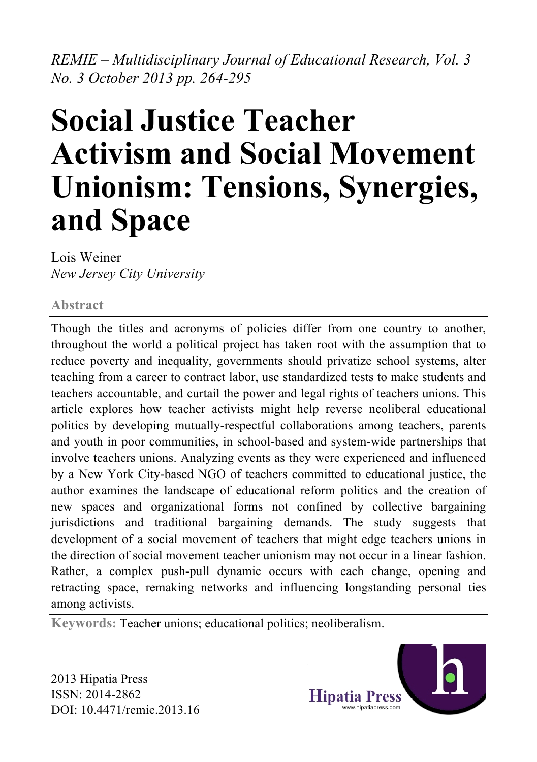*REMIE – Multidisciplinary Journal of Educational Research, Vol. 3 No. 3 October 2013 pp. 264-295*

# Social Justice Teacher Activism and Social Movement Unionism: Tensions, Synergies, and Space

Lois Weiner
*New Jersey City University*

### Abstract

Though the titles and acronyms of policies differ from one country to another, throughout the world a political project has taken root with the assumption that to reduce poverty and inequality, governments should privatize school systems, alter teaching from a career to contract labor, use standardized tests to make students and teachers accountable, and curtail the power and legal rights of teachers unions. This article explores how teacher activists might help reverse neoliberal educational politics by developing mutually-respectful collaborations among teachers, parents and youth in poor communities, in school-based and system-wide partnerships that involve teachers unions. Analyzing events as they were experienced and influenced by a New York City-based NGO of teachers committed to educational justice, the author examines the landscape of educational reform politics and the creation of new spaces and organizational forms not confined by collective bargaining jurisdictions and traditional bargaining demands. The study suggests that development of a social movement of teachers that might edge teachers unions in the direction of social movement teacher unionism may not occur in a linear fashion. Rather, a complex push-pull dynamic occurs with each change, opening and retracting space, remaking networks and influencing longstanding personal ties among activists.

**Keywords:** Teacher unions; educational politics; neoliberalism.

2013 Hipatia Press
ISSN: 2014-2862
DOI: 10.4471/remie.2013.16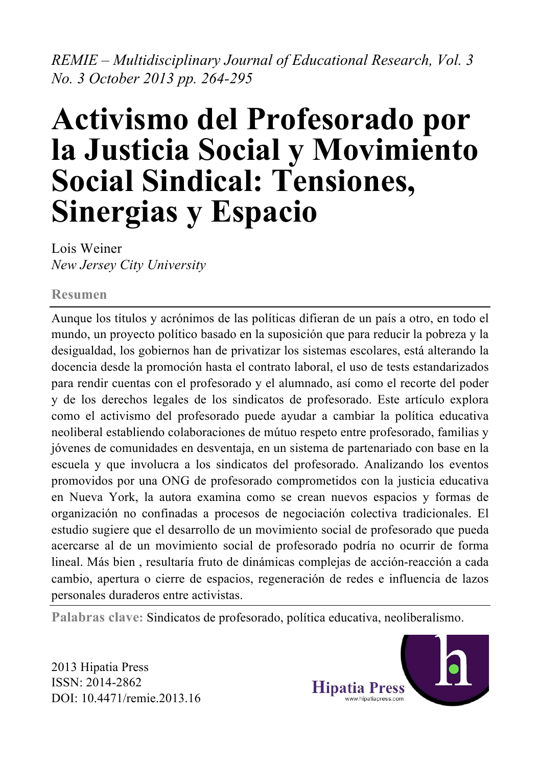*REMIE – Multidisciplinary Journal of Educational Research, Vol. 3 No. 3 October 2013 pp. 264-295*

# Activismo del Profesorado por la Justicia Social y Movimiento Social Sindical: Tensiones, Sinergias y Espacio

Lois Weiner
*New Jersey City University*

## Resumen

Aunque los títulos y acrónimos de las políticas difieran de un país a otro, en todo el mundo, un proyecto político basado en la suposición que para reducir la pobreza y la desigualdad, los gobiernos han de privatizar los sistemas escolares, está alterando la docencia desde la promoción hasta el contrato laboral, el uso de tests estandarizados para rendir cuentas con el profesorado y el alumnado, así como el recorte del poder y de los derechos legales de los sindicatos de profesorado. Este artículo explora como el activismo del profesorado puede ayudar a cambiar la política educativa neoliberal estableciendo colaboraciones de mútuo respeto entre profesorado, familias y jóvenes de comunidades en desventaja, en un sistema de partenariado con base en la escuela y que involucra a los sindicatos del profesorado. Analizando los eventos promovidos por una ONG de profesorado comprometidos con la justicia educativa en Nueva York, la autora examina como se crean nuevos espacios y formas de organización no confinadas a procesos de negociación colectiva tradicionales. El estudio sugiere que el desarrollo de un movimiento social de profesorado que pueda acercarse al de un movimiento social de profesorado podría no ocurrir de forma lineal. Más bien , resultaría fruto de dinámicas complejas de acción-reacción a cada cambio, apertura o cierre de espacios, regeneración de redes e influencia de lazos personales duraderos entre activistas.

**Palabras clave:** Sindicatos de profesorado, política educativa, neoliberalismo.

2013 Hipatia Press
ISSN: 2014-2862
DOI: 10.4471/remie.2013.16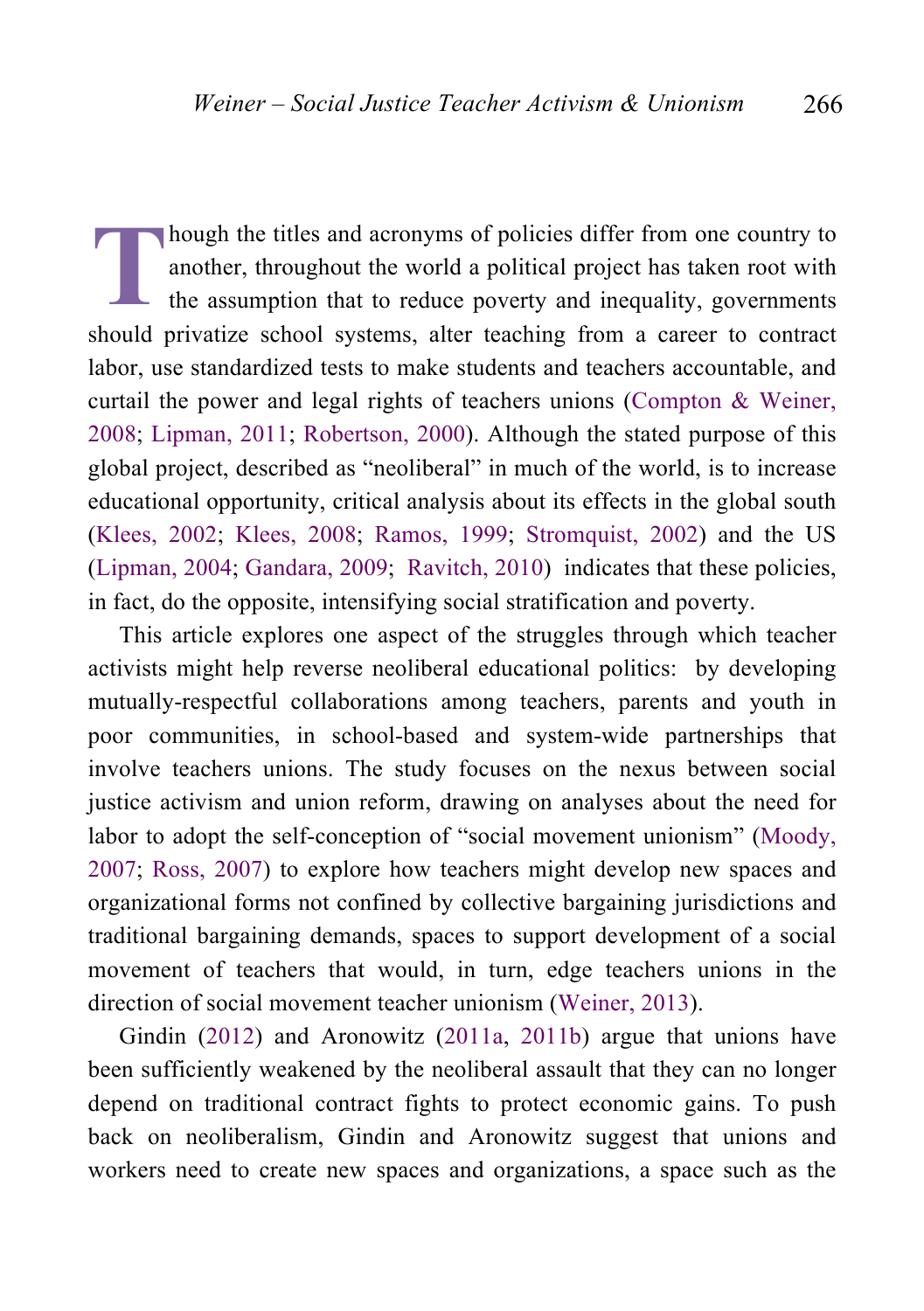Though the titles and acronyms of policies differ from one country to another, throughout the world a political project has taken root with the assumption that to reduce poverty and inequality, governments should privatize school systems, alter teaching from a career to contract labor, use standardized tests to make students and teachers accountable, and curtail the power and legal rights of teachers unions (Compton & Weiner, 2008; Lipman, 2011; Robertson, 2000). Although the stated purpose of this global project, described as "neoliberal" in much of the world, is to increase educational opportunity, critical analysis about its effects in the global south (Klees, 2002; Klees, 2008; Ramos, 1999; Stromquist, 2002) and the US (Lipman, 2004; Gandara, 2009; Ravitch, 2010) indicates that these policies, in fact, do the opposite, intensifying social stratification and poverty.

This article explores one aspect of the struggles through which teacher activists might help reverse neoliberal educational politics: by developing mutually-respectful collaborations among teachers, parents and youth in poor communities, in school-based and system-wide partnerships that involve teachers unions. The study focuses on the nexus between social justice activism and union reform, drawing on analyses about the need for labor to adopt the self-conception of "social movement unionism" (Moody, 2007; Ross, 2007) to explore how teachers might develop new spaces and organizational forms not confined by collective bargaining jurisdictions and traditional bargaining demands, spaces to support development of a social movement of teachers that would, in turn, edge teachers unions in the direction of social movement teacher unionism (Weiner, 2013).

Gindin (2012) and Aronowitz (2011a, 2011b) argue that unions have been sufficiently weakened by the neoliberal assault that they can no longer depend on traditional contract fights to protect economic gains. To push back on neoliberalism, Gindin and Aronowitz suggest that unions and workers need to create new spaces and organizations, a space such as the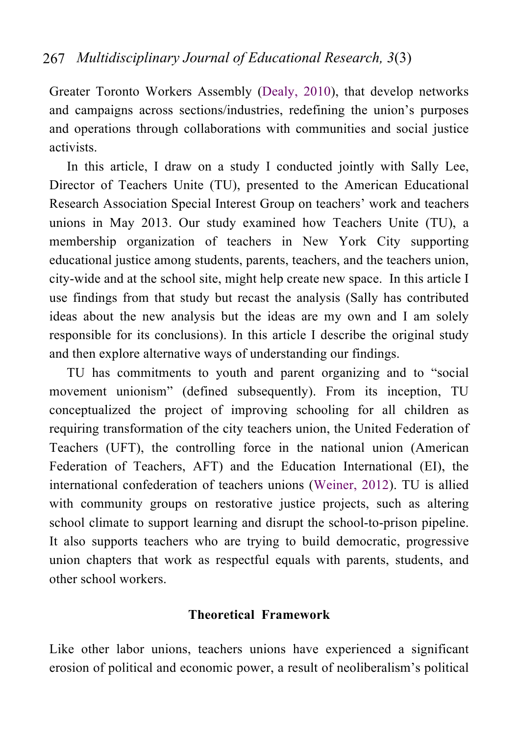Greater Toronto Workers Assembly (Dealy, 2010), that develop networks and campaigns across sections/industries, redefining the union's purposes and operations through collaborations with communities and social justice activists.

In this article, I draw on a study I conducted jointly with Sally Lee, Director of Teachers Unite (TU), presented to the American Educational Research Association Special Interest Group on teachers' work and teachers unions in May 2013. Our study examined how Teachers Unite (TU), a membership organization of teachers in New York City supporting educational justice among students, parents, teachers, and the teachers union, city-wide and at the school site, might help create new space. In this article I use findings from that study but recast the analysis (Sally has contributed ideas about the new analysis but the ideas are my own and I am solely responsible for its conclusions). In this article I describe the original study and then explore alternative ways of understanding our findings.

TU has commitments to youth and parent organizing and to "social movement unionism" (defined subsequently). From its inception, TU conceptualized the project of improving schooling for all children as requiring transformation of the city teachers union, the United Federation of Teachers (UFT), the controlling force in the national union (American Federation of Teachers, AFT) and the Education International (EI), the international confederation of teachers unions (Weiner, 2012). TU is allied with community groups on restorative justice projects, such as altering school climate to support learning and disrupt the school-to-prison pipeline. It also supports teachers who are trying to build democratic, progressive union chapters that work as respectful equals with parents, students, and other school workers.

## Theoretical Framework

Like other labor unions, teachers unions have experienced a significant erosion of political and economic power, a result of neoliberalism's political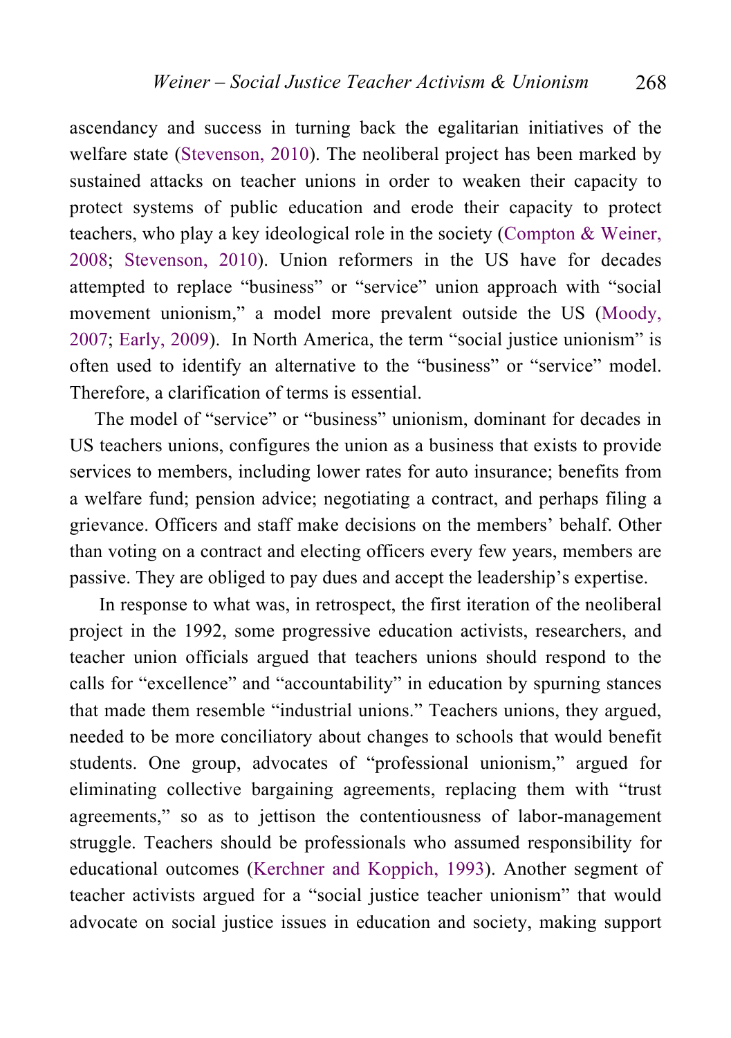ascendancy and success in turning back the egalitarian initiatives of the welfare state (Stevenson, 2010). The neoliberal project has been marked by sustained attacks on teacher unions in order to weaken their capacity to protect systems of public education and erode their capacity to protect teachers, who play a key ideological role in the society (Compton & Weiner, 2008; Stevenson, 2010). Union reformers in the US have for decades attempted to replace "business" or "service" union approach with "social movement unionism," a model more prevalent outside the US (Moody, 2007; Early, 2009). In North America, the term "social justice unionism" is often used to identify an alternative to the "business" or "service" model. Therefore, a clarification of terms is essential.

The model of "service" or "business" unionism, dominant for decades in US teachers unions, configures the union as a business that exists to provide services to members, including lower rates for auto insurance; benefits from a welfare fund; pension advice; negotiating a contract, and perhaps filing a grievance. Officers and staff make decisions on the members' behalf. Other than voting on a contract and electing officers every few years, members are passive. They are obliged to pay dues and accept the leadership's expertise.

In response to what was, in retrospect, the first iteration of the neoliberal project in the 1992, some progressive education activists, researchers, and teacher union officials argued that teachers unions should respond to the calls for "excellence" and "accountability" in education by spurning stances that made them resemble "industrial unions." Teachers unions, they argued, needed to be more conciliatory about changes to schools that would benefit students. One group, advocates of "professional unionism," argued for eliminating collective bargaining agreements, replacing them with "trust agreements," so as to jettison the contentiousness of labor-management struggle. Teachers should be professionals who assumed responsibility for educational outcomes (Kerchner and Koppich, 1993). Another segment of teacher activists argued for a "social justice teacher unionism" that would advocate on social justice issues in education and society, making support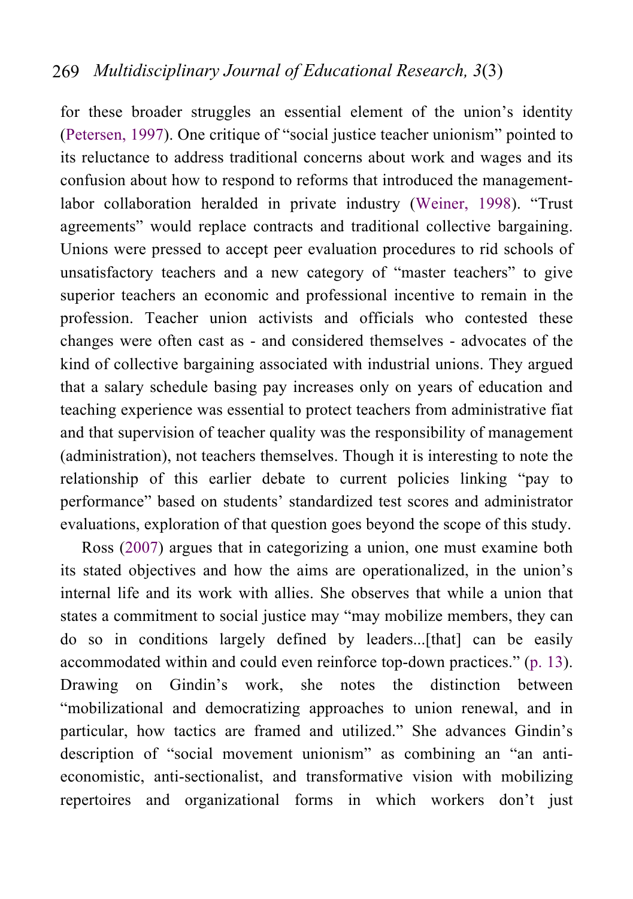for these broader struggles an essential element of the union's identity (Petersen, 1997). One critique of "social justice teacher unionism" pointed to its reluctance to address traditional concerns about work and wages and its confusion about how to respond to reforms that introduced the management-labor collaboration heralded in private industry (Weiner, 1998). "Trust agreements" would replace contracts and traditional collective bargaining. Unions were pressed to accept peer evaluation procedures to rid schools of unsatisfactory teachers and a new category of "master teachers" to give superior teachers an economic and professional incentive to remain in the profession. Teacher union activists and officials who contested these changes were often cast as - and considered themselves - advocates of the kind of collective bargaining associated with industrial unions. They argued that a salary schedule basing pay increases only on years of education and teaching experience was essential to protect teachers from administrative fiat and that supervision of teacher quality was the responsibility of management (administration), not teachers themselves. Though it is interesting to note the relationship of this earlier debate to current policies linking "pay to performance" based on students' standardized test scores and administrator evaluations, exploration of that question goes beyond the scope of this study.

Ross (2007) argues that in categorizing a union, one must examine both its stated objectives and how the aims are operationalized, in the union's internal life and its work with allies. She observes that while a union that states a commitment to social justice may "may mobilize members, they can do so in conditions largely defined by leaders...[that] can be easily accommodated within and could even reinforce top-down practices." (p. 13). Drawing on Gindin's work, she notes the distinction between "mobilizational and democratizing approaches to union renewal, and in particular, how tactics are framed and utilized." She advances Gindin's description of "social movement unionism" as combining an "an anti-economistic, anti-sectionalist, and transformative vision with mobilizing repertoires and organizational forms in which workers don't just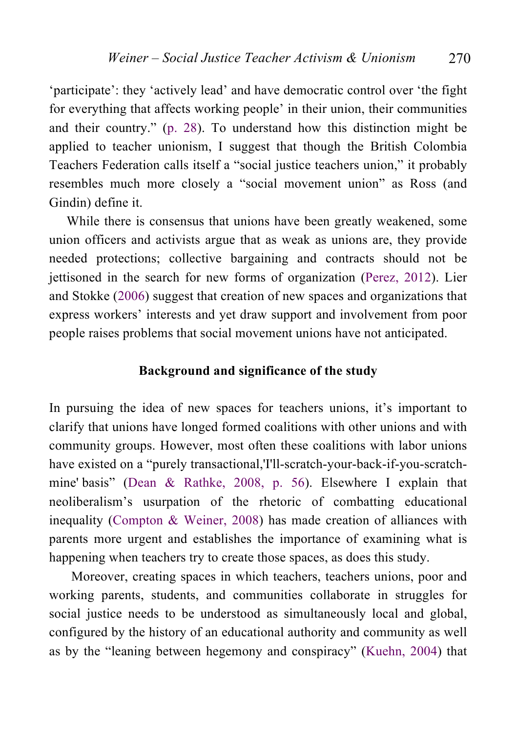'participate': they 'actively lead' and have democratic control over 'the fight for everything that affects working people' in their union, their communities and their country." (p. 28). To understand how this distinction might be applied to teacher unionism, I suggest that though the British Colombia Teachers Federation calls itself a "social justice teachers union," it probably resembles much more closely a "social movement union" as Ross (and Gindin) define it.

While there is consensus that unions have been greatly weakened, some union officers and activists argue that as weak as unions are, they provide needed protections; collective bargaining and contracts should not be jettisoned in the search for new forms of organization (Perez, 2012). Lier and Stokke (2006) suggest that creation of new spaces and organizations that express workers' interests and yet draw support and involvement from poor people raises problems that social movement unions have not anticipated.

## Background and significance of the study

In pursuing the idea of new spaces for teachers unions, it's important to clarify that unions have longed formed coalitions with other unions and with community groups. However, most often these coalitions with labor unions have existed on a "purely transactional,'I'll-scratch-your-back-if-you-scratch-mine' basis" (Dean & Rathke, 2008, p. 56). Elsewhere I explain that neoliberalism's usurpation of the rhetoric of combatting educational inequality (Compton & Weiner, 2008) has made creation of alliances with parents more urgent and establishes the importance of examining what is happening when teachers try to create those spaces, as does this study.

Moreover, creating spaces in which teachers, teachers unions, poor and working parents, students, and communities collaborate in struggles for social justice needs to be understood as simultaneously local and global, configured by the history of an educational authority and community as well as by the "leaning between hegemony and conspiracy" (Kuehn, 2004) that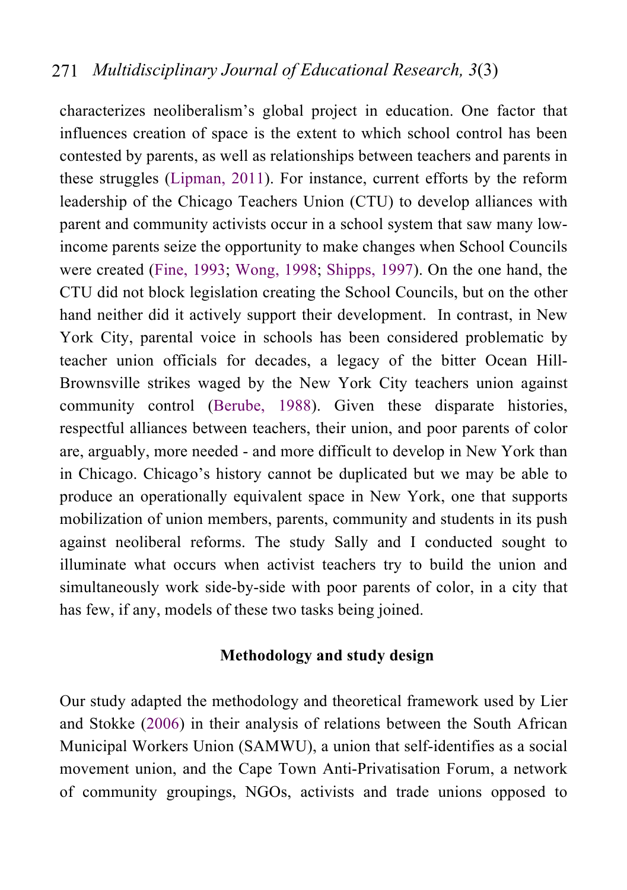characterizes neoliberalism's global project in education. One factor that influences creation of space is the extent to which school control has been contested by parents, as well as relationships between teachers and parents in these struggles (Lipman, 2011). For instance, current efforts by the reform leadership of the Chicago Teachers Union (CTU) to develop alliances with parent and community activists occur in a school system that saw many low-income parents seize the opportunity to make changes when School Councils were created (Fine, 1993; Wong, 1998; Shipps, 1997). On the one hand, the CTU did not block legislation creating the School Councils, but on the other hand neither did it actively support their development. In contrast, in New York City, parental voice in schools has been considered problematic by teacher union officials for decades, a legacy of the bitter Ocean Hill-Brownsville strikes waged by the New York City teachers union against community control (Berube, 1988). Given these disparate histories, respectful alliances between teachers, their union, and poor parents of color are, arguably, more needed - and more difficult to develop in New York than in Chicago. Chicago's history cannot be duplicated but we may be able to produce an operationally equivalent space in New York, one that supports mobilization of union members, parents, community and students in its push against neoliberal reforms. The study Sally and I conducted sought to illuminate what occurs when activist teachers try to build the union and simultaneously work side-by-side with poor parents of color, in a city that has few, if any, models of these two tasks being joined.

## Methodology and study design

Our study adapted the methodology and theoretical framework used by Lier and Stokke (2006) in their analysis of relations between the South African Municipal Workers Union (SAMWU), a union that self-identifies as a social movement union, and the Cape Town Anti-Privatisation Forum, a network of community groupings, NGOs, activists and trade unions opposed to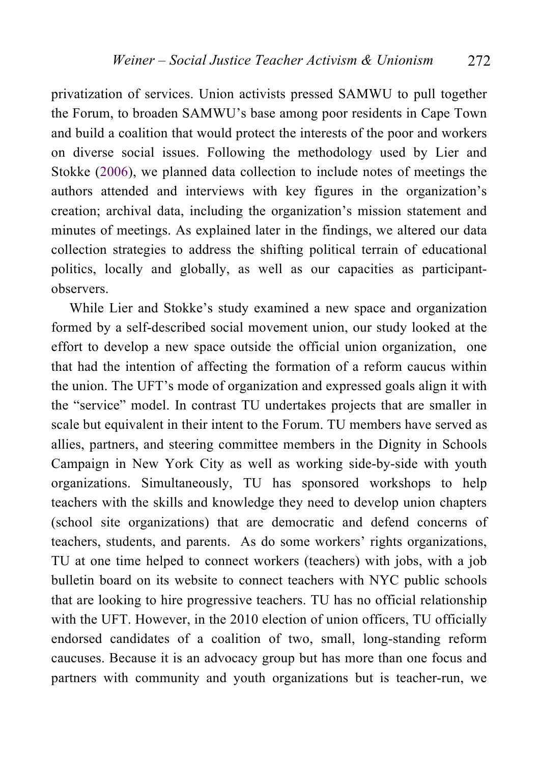privatization of services. Union activists pressed SAMWU to pull together the Forum, to broaden SAMWU's base among poor residents in Cape Town and build a coalition that would protect the interests of the poor and workers on diverse social issues. Following the methodology used by Lier and Stokke (2006), we planned data collection to include notes of meetings the authors attended and interviews with key figures in the organization's creation; archival data, including the organization's mission statement and minutes of meetings. As explained later in the findings, we altered our data collection strategies to address the shifting political terrain of educational politics, locally and globally, as well as our capacities as participant-observers.

While Lier and Stokke's study examined a new space and organization formed by a self-described social movement union, our study looked at the effort to develop a new space outside the official union organization, one that had the intention of affecting the formation of a reform caucus within the union. The UFT's mode of organization and expressed goals align it with the "service" model. In contrast TU undertakes projects that are smaller in scale but equivalent in their intent to the Forum. TU members have served as allies, partners, and steering committee members in the Dignity in Schools Campaign in New York City as well as working side-by-side with youth organizations. Simultaneously, TU has sponsored workshops to help teachers with the skills and knowledge they need to develop union chapters (school site organizations) that are democratic and defend concerns of teachers, students, and parents. As do some workers' rights organizations, TU at one time helped to connect workers (teachers) with jobs, with a job bulletin board on its website to connect teachers with NYC public schools that are looking to hire progressive teachers. TU has no official relationship with the UFT. However, in the 2010 election of union officers, TU officially endorsed candidates of a coalition of two, small, long-standing reform caucuses. Because it is an advocacy group but has more than one focus and partners with community and youth organizations but is teacher-run, we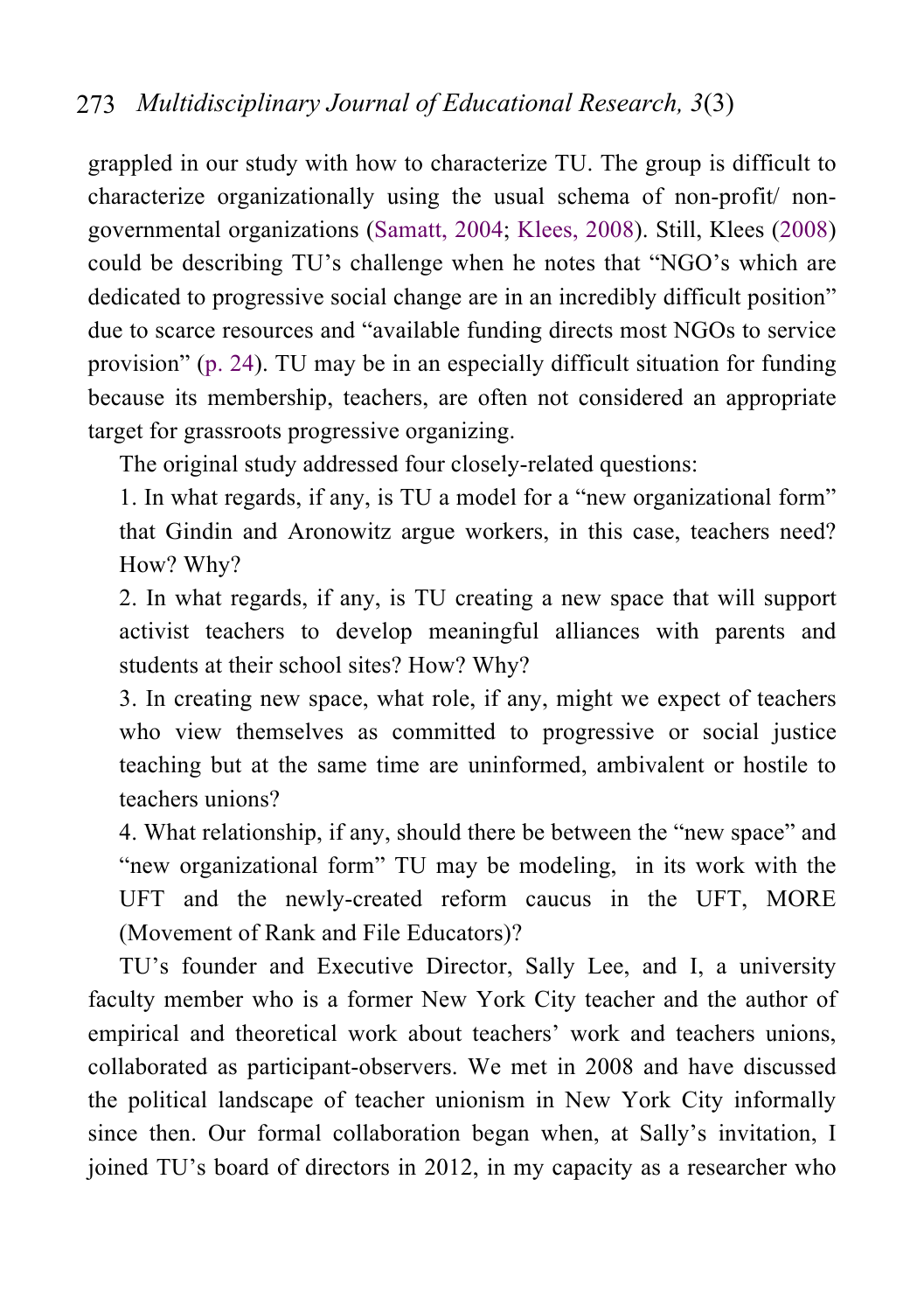grappled in our study with how to characterize TU. The group is difficult to characterize organizationally using the usual schema of non-profit/ non-governmental organizations (Samatt, 2004; Klees, 2008). Still, Klees (2008) could be describing TU's challenge when he notes that "NGO's which are dedicated to progressive social change are in an incredibly difficult position" due to scarce resources and "available funding directs most NGOs to service provision" (p. 24). TU may be in an especially difficult situation for funding because its membership, teachers, are often not considered an appropriate target for grassroots progressive organizing.

The original study addressed four closely-related questions:

1. In what regards, if any, is TU a model for a "new organizational form" that Gindin and Aronowitz argue workers, in this case, teachers need? How? Why?
2. In what regards, if any, is TU creating a new space that will support activist teachers to develop meaningful alliances with parents and students at their school sites? How? Why?
3. In creating new space, what role, if any, might we expect of teachers who view themselves as committed to progressive or social justice teaching but at the same time are uninformed, ambivalent or hostile to teachers unions?
4. What relationship, if any, should there be between the "new space" and "new organizational form" TU may be modeling, in its work with the UFT and the newly-created reform caucus in the UFT, MORE (Movement of Rank and File Educators)?

TU's founder and Executive Director, Sally Lee, and I, a university faculty member who is a former New York City teacher and the author of empirical and theoretical work about teachers' work and teachers unions, collaborated as participant-observers. We met in 2008 and have discussed the political landscape of teacher unionism in New York City informally since then. Our formal collaboration began when, at Sally's invitation, I joined TU's board of directors in 2012, in my capacity as a researcher who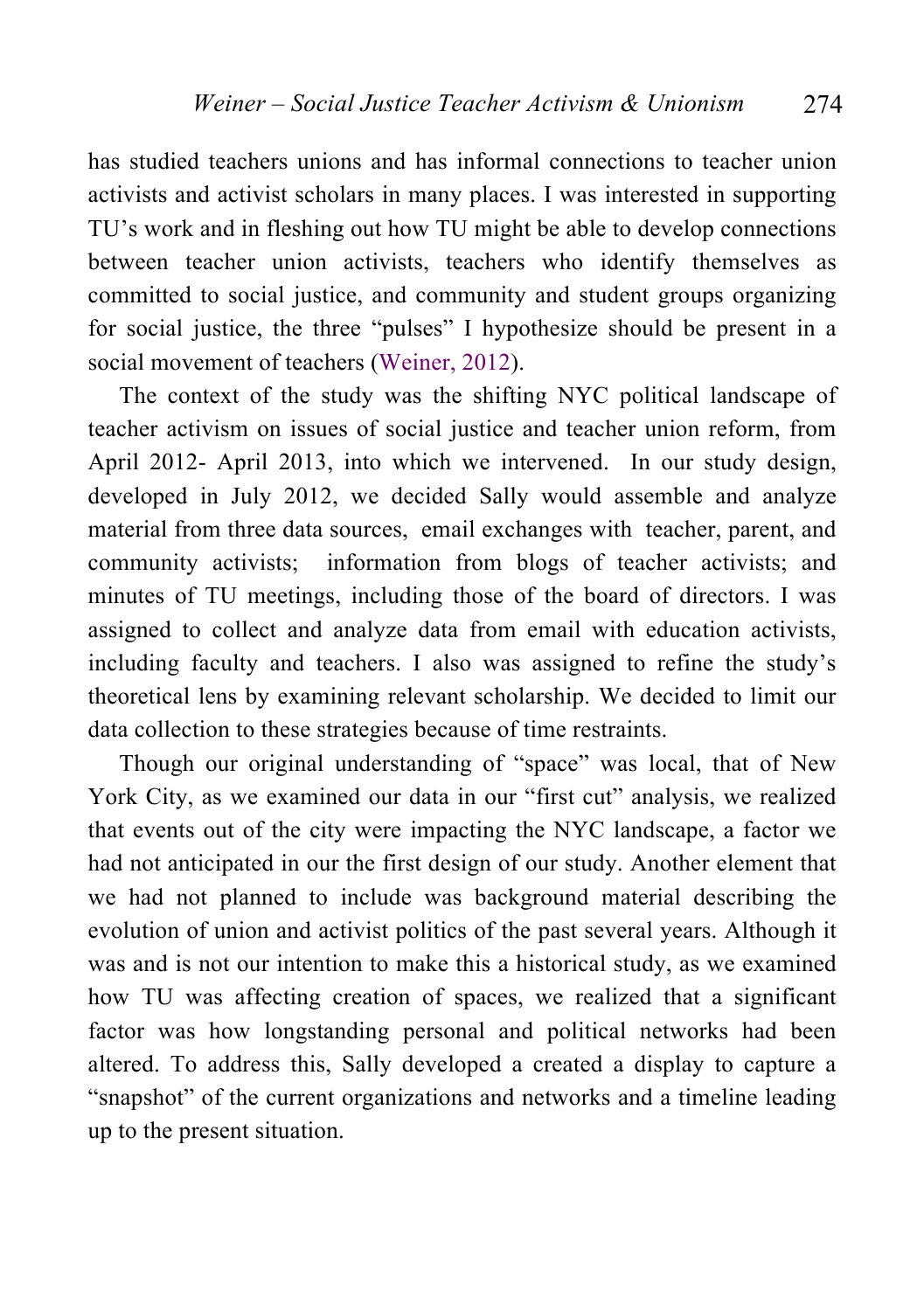has studied teachers unions and has informal connections to teacher union activists and activist scholars in many places. I was interested in supporting TU's work and in fleshing out how TU might be able to develop connections between teacher union activists, teachers who identify themselves as committed to social justice, and community and student groups organizing for social justice, the three "pulses" I hypothesize should be present in a social movement of teachers (Weiner, 2012).

The context of the study was the shifting NYC political landscape of teacher activism on issues of social justice and teacher union reform, from April 2012- April 2013, into which we intervened. In our study design, developed in July 2012, we decided Sally would assemble and analyze material from three data sources, email exchanges with teacher, parent, and community activists; information from blogs of teacher activists; and minutes of TU meetings, including those of the board of directors. I was assigned to collect and analyze data from email with education activists, including faculty and teachers. I also was assigned to refine the study's theoretical lens by examining relevant scholarship. We decided to limit our data collection to these strategies because of time restraints.

Though our original understanding of "space" was local, that of New York City, as we examined our data in our "first cut" analysis, we realized that events out of the city were impacting the NYC landscape, a factor we had not anticipated in our the first design of our study. Another element that we had not planned to include was background material describing the evolution of union and activist politics of the past several years. Although it was and is not our intention to make this a historical study, as we examined how TU was affecting creation of spaces, we realized that a significant factor was how longstanding personal and political networks had been altered. To address this, Sally developed a created a display to capture a "snapshot" of the current organizations and networks and a timeline leading up to the present situation.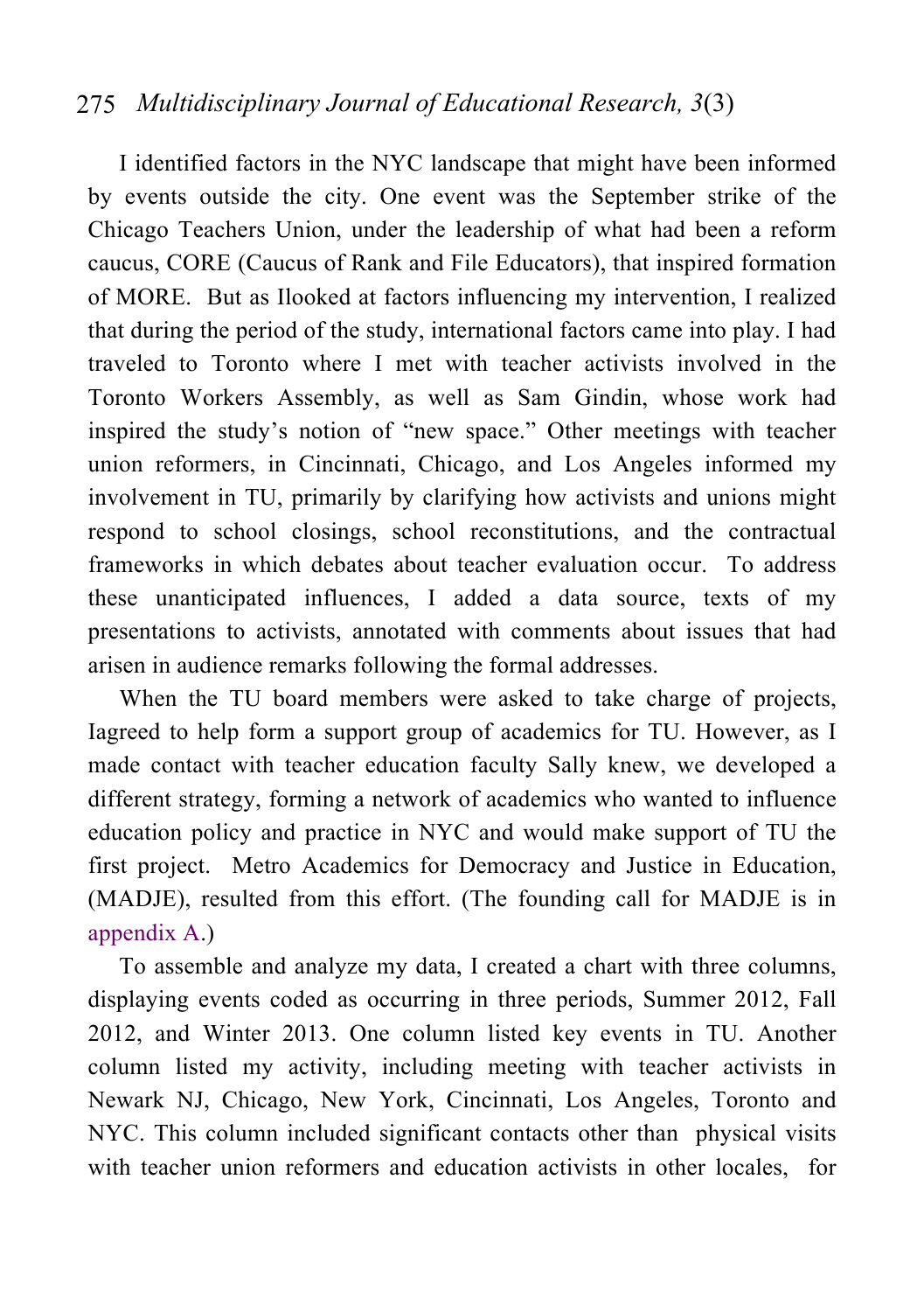I identified factors in the NYC landscape that might have been informed by events outside the city. One event was the September strike of the Chicago Teachers Union, under the leadership of what had been a reform caucus, CORE (Caucus of Rank and File Educators), that inspired formation of MORE. But as Ilooked at factors influencing my intervention, I realized that during the period of the study, international factors came into play. I had traveled to Toronto where I met with teacher activists involved in the Toronto Workers Assembly, as well as Sam Gindin, whose work had inspired the study's notion of "new space." Other meetings with teacher union reformers, in Cincinnati, Chicago, and Los Angeles informed my involvement in TU, primarily by clarifying how activists and unions might respond to school closings, school reconstitutions, and the contractual frameworks in which debates about teacher evaluation occur. To address these unanticipated influences, I added a data source, texts of my presentations to activists, annotated with comments about issues that had arisen in audience remarks following the formal addresses.

When the TU board members were asked to take charge of projects, Iagreed to help form a support group of academics for TU. However, as I made contact with teacher education faculty Sally knew, we developed a different strategy, forming a network of academics who wanted to influence education policy and practice in NYC and would make support of TU the first project. Metro Academics for Democracy and Justice in Education, (MADJE), resulted from this effort. (The founding call for MADJE is in appendix A.)

To assemble and analyze my data, I created a chart with three columns, displaying events coded as occurring in three periods, Summer 2012, Fall 2012, and Winter 2013. One column listed key events in TU. Another column listed my activity, including meeting with teacher activists in Newark NJ, Chicago, New York, Cincinnati, Los Angeles, Toronto and NYC. This column included significant contacts other than physical visits with teacher union reformers and education activists in other locales, for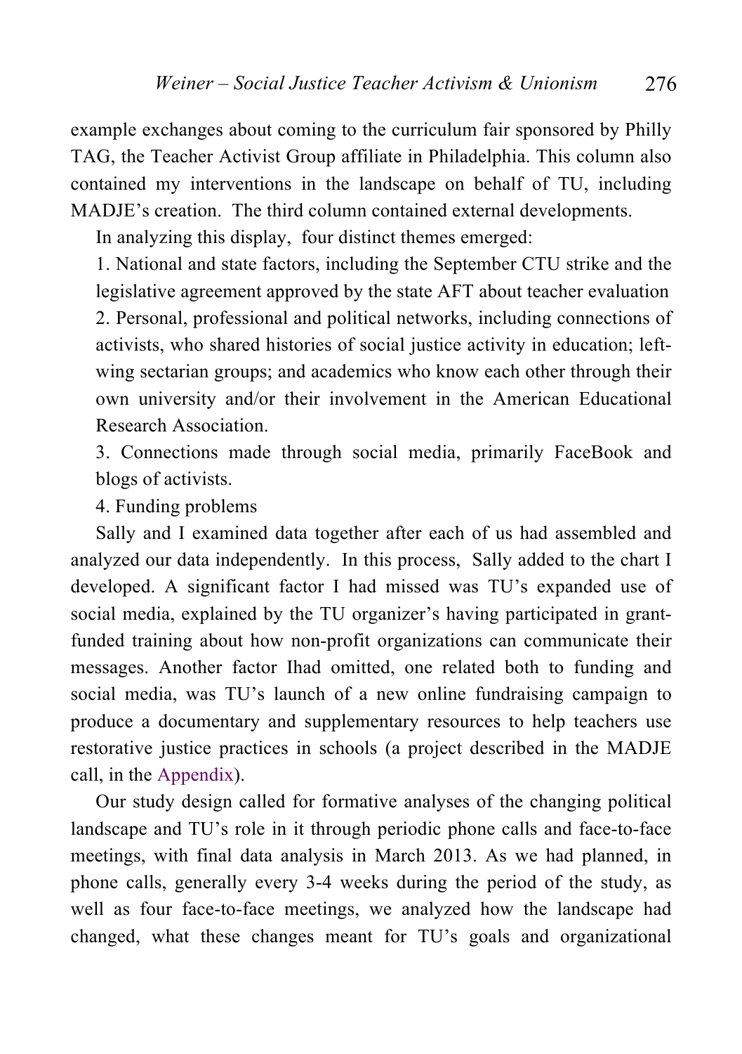example exchanges about coming to the curriculum fair sponsored by Philly TAG, the Teacher Activist Group affiliate in Philadelphia. This column also contained my interventions in the landscape on behalf of TU, including MADJE's creation. The third column contained external developments.

In analyzing this display, four distinct themes emerged:

1. National and state factors, including the September CTU strike and the legislative agreement approved by the state AFT about teacher evaluation
2. Personal, professional and political networks, including connections of activists, who shared histories of social justice activity in education; left-wing sectarian groups; and academics who know each other through their own university and/or their involvement in the American Educational Research Association.
3. Connections made through social media, primarily FaceBook and blogs of activists.
4. Funding problems

Sally and I examined data together after each of us had assembled and analyzed our data independently. In this process, Sally added to the chart I developed. A significant factor I had missed was TU's expanded use of social media, explained by the TU organizer's having participated in grant-funded training about how non-profit organizations can communicate their messages. Another factor Ihad omitted, one related both to funding and social media, was TU's launch of a new online fundraising campaign to produce a documentary and supplementary resources to help teachers use restorative justice practices in schools (a project described in the MADJE call, in the Appendix).

Our study design called for formative analyses of the changing political landscape and TU's role in it through periodic phone calls and face-to-face meetings, with final data analysis in March 2013. As we had planned, in phone calls, generally every 3-4 weeks during the period of the study, as well as four face-to-face meetings, we analyzed how the landscape had changed, what these changes meant for TU's goals and organizational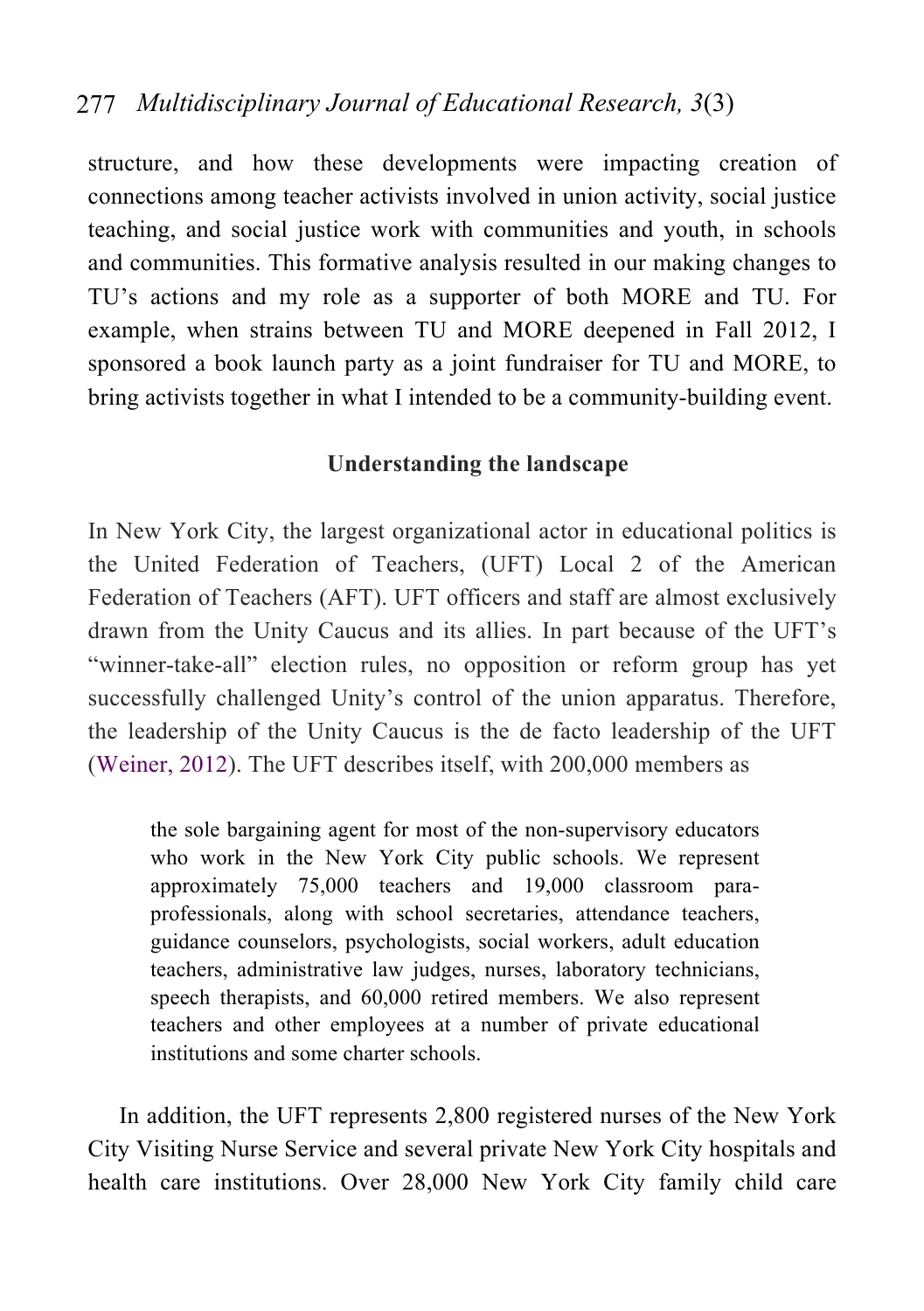structure, and how these developments were impacting creation of connections among teacher activists involved in union activity, social justice teaching, and social justice work with communities and youth, in schools and communities. This formative analysis resulted in our making changes to TU's actions and my role as a supporter of both MORE and TU. For example, when strains between TU and MORE deepened in Fall 2012, I sponsored a book launch party as a joint fundraiser for TU and MORE, to bring activists together in what I intended to be a community-building event.

## Understanding the landscape

In New York City, the largest organizational actor in educational politics is the United Federation of Teachers, (UFT) Local 2 of the American Federation of Teachers (AFT). UFT officers and staff are almost exclusively drawn from the Unity Caucus and its allies. In part because of the UFT's "winner-take-all" election rules, no opposition or reform group has yet successfully challenged Unity's control of the union apparatus. Therefore, the leadership of the Unity Caucus is the de facto leadership of the UFT (Weiner, 2012). The UFT describes itself, with 200,000 members as

> the sole bargaining agent for most of the non-supervisory educators who work in the New York City public schools. We represent approximately 75,000 teachers and 19,000 classroom para-professionals, along with school secretaries, attendance teachers, guidance counselors, psychologists, social workers, adult education teachers, administrative law judges, nurses, laboratory technicians, speech therapists, and 60,000 retired members. We also represent teachers and other employees at a number of private educational institutions and some charter schools.

In addition, the UFT represents 2,800 registered nurses of the New York City Visiting Nurse Service and several private New York City hospitals and health care institutions. Over 28,000 New York City family child care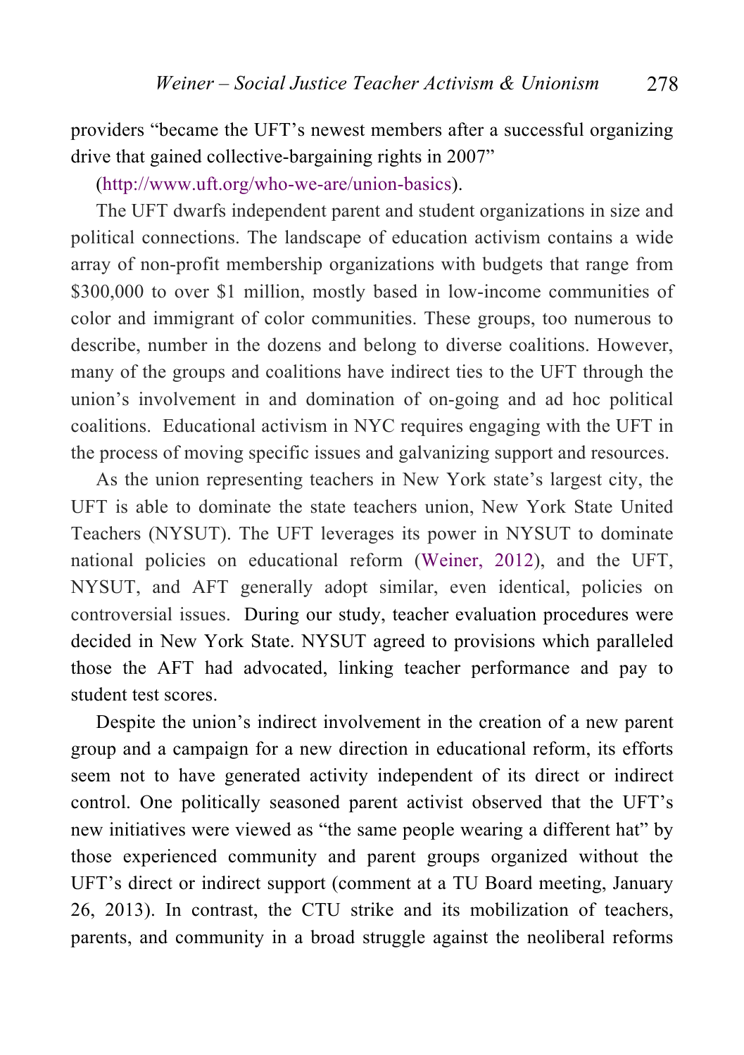providers "became the UFT's newest members after a successful organizing drive that gained collective-bargaining rights in 2007" (http://www.uft.org/who-we-are/union-basics).

The UFT dwarfs independent parent and student organizations in size and political connections. The landscape of education activism contains a wide array of non-profit membership organizations with budgets that range from $300,000 to over $1 million, mostly based in low-income communities of color and immigrant of color communities. These groups, too numerous to describe, number in the dozens and belong to diverse coalitions. However, many of the groups and coalitions have indirect ties to the UFT through the union's involvement in and domination of on-going and ad hoc political coalitions. Educational activism in NYC requires engaging with the UFT in the process of moving specific issues and galvanizing support and resources.

As the union representing teachers in New York state's largest city, the UFT is able to dominate the state teachers union, New York State United Teachers (NYSUT). The UFT leverages its power in NYSUT to dominate national policies on educational reform (Weiner, 2012), and the UFT, NYSUT, and AFT generally adopt similar, even identical, policies on controversial issues. During our study, teacher evaluation procedures were decided in New York State. NYSUT agreed to provisions which paralleled those the AFT had advocated, linking teacher performance and pay to student test scores.

Despite the union's indirect involvement in the creation of a new parent group and a campaign for a new direction in educational reform, its efforts seem not to have generated activity independent of its direct or indirect control. One politically seasoned parent activist observed that the UFT's new initiatives were viewed as "the same people wearing a different hat" by those experienced community and parent groups organized without the UFT's direct or indirect support (comment at a TU Board meeting, January 26, 2013). In contrast, the CTU strike and its mobilization of teachers, parents, and community in a broad struggle against the neoliberal reforms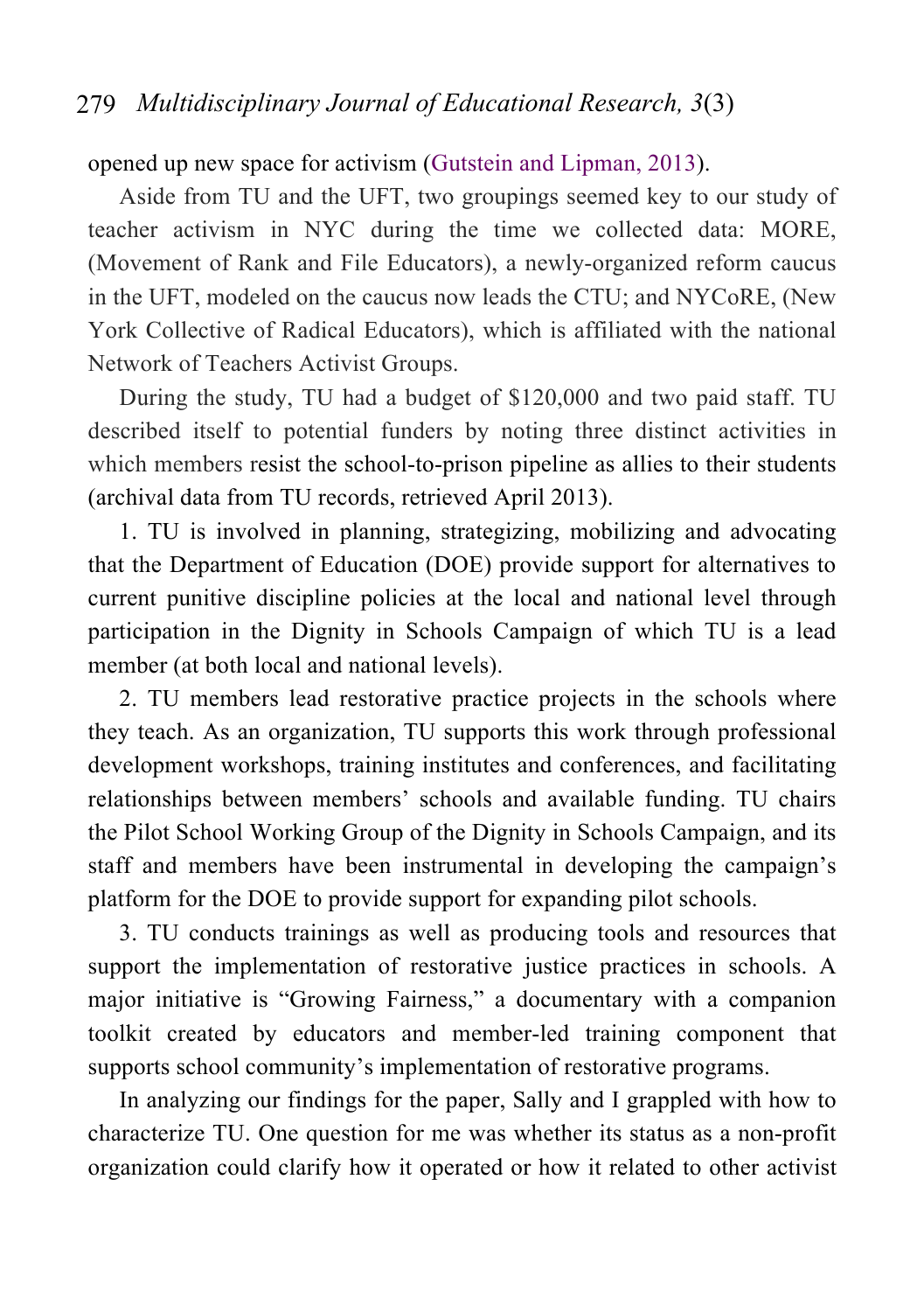opened up new space for activism (Gutstein and Lipman, 2013).

Aside from TU and the UFT, two groupings seemed key to our study of teacher activism in NYC during the time we collected data: MORE, (Movement of Rank and File Educators), a newly-organized reform caucus in the UFT, modeled on the caucus now leads the CTU; and NYCoRE, (New York Collective of Radical Educators), which is affiliated with the national Network of Teachers Activist Groups.

During the study, TU had a budget of $120,000 and two paid staff. TU described itself to potential funders by noting three distinct activities in which members resist the school-to-prison pipeline as allies to their students (archival data from TU records, retrieved April 2013).

1. TU is involved in planning, strategizing, mobilizing and advocating that the Department of Education (DOE) provide support for alternatives to current punitive discipline policies at the local and national level through participation in the Dignity in Schools Campaign of which TU is a lead member (at both local and national levels).

2. TU members lead restorative practice projects in the schools where they teach. As an organization, TU supports this work through professional development workshops, training institutes and conferences, and facilitating relationships between members' schools and available funding. TU chairs the Pilot School Working Group of the Dignity in Schools Campaign, and its staff and members have been instrumental in developing the campaign's platform for the DOE to provide support for expanding pilot schools.

3. TU conducts trainings as well as producing tools and resources that support the implementation of restorative justice practices in schools. A major initiative is "Growing Fairness," a documentary with a companion toolkit created by educators and member-led training component that supports school community's implementation of restorative programs.

In analyzing our findings for the paper, Sally and I grappled with how to characterize TU. One question for me was whether its status as a non-profit organization could clarify how it operated or how it related to other activist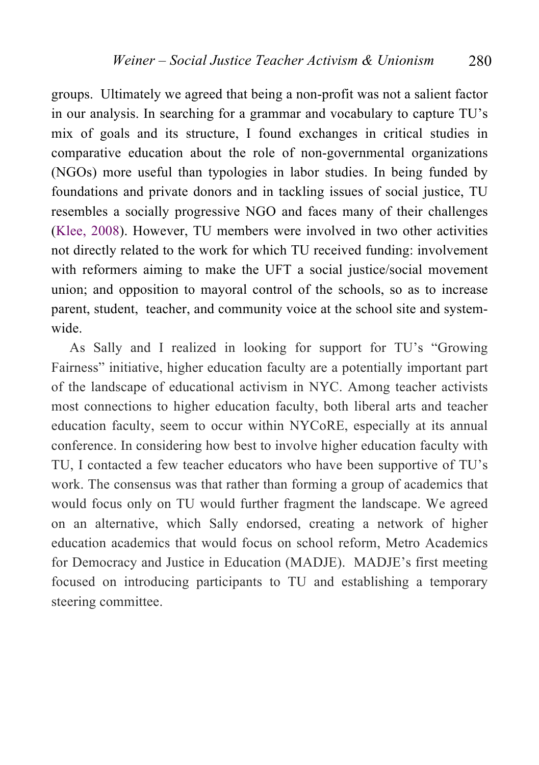groups. Ultimately we agreed that being a non-profit was not a salient factor in our analysis. In searching for a grammar and vocabulary to capture TU's mix of goals and its structure, I found exchanges in critical studies in comparative education about the role of non-governmental organizations (NGOs) more useful than typologies in labor studies. In being funded by foundations and private donors and in tackling issues of social justice, TU resembles a socially progressive NGO and faces many of their challenges (Klee, 2008). However, TU members were involved in two other activities not directly related to the work for which TU received funding: involvement with reformers aiming to make the UFT a social justice/social movement union; and opposition to mayoral control of the schools, so as to increase parent, student, teacher, and community voice at the school site and system-wide.

As Sally and I realized in looking for support for TU's "Growing Fairness" initiative, higher education faculty are a potentially important part of the landscape of educational activism in NYC. Among teacher activists most connections to higher education faculty, both liberal arts and teacher education faculty, seem to occur within NYCoRE, especially at its annual conference. In considering how best to involve higher education faculty with TU, I contacted a few teacher educators who have been supportive of TU's work. The consensus was that rather than forming a group of academics that would focus only on TU would further fragment the landscape. We agreed on an alternative, which Sally endorsed, creating a network of higher education academics that would focus on school reform, Metro Academics for Democracy and Justice in Education (MADJE). MADJE's first meeting focused on introducing participants to TU and establishing a temporary steering committee.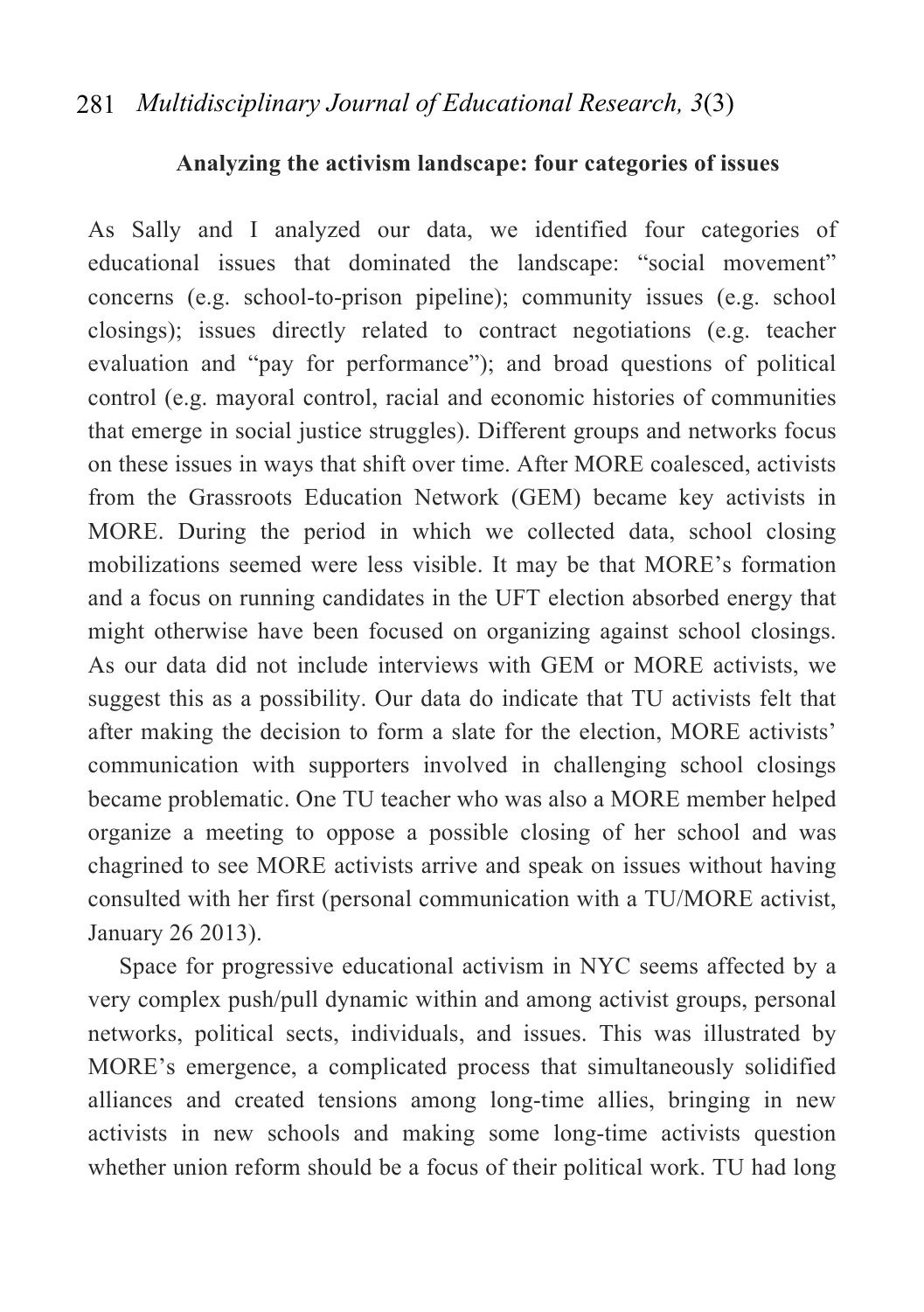## Analyzing the activism landscape: four categories of issues

As Sally and I analyzed our data, we identified four categories of educational issues that dominated the landscape: "social movement" concerns (e.g. school-to-prison pipeline); community issues (e.g. school closings); issues directly related to contract negotiations (e.g. teacher evaluation and "pay for performance"); and broad questions of political control (e.g. mayoral control, racial and economic histories of communities that emerge in social justice struggles). Different groups and networks focus on these issues in ways that shift over time. After MORE coalesced, activists from the Grassroots Education Network (GEM) became key activists in MORE. During the period in which we collected data, school closing mobilizations seemed were less visible. It may be that MORE's formation and a focus on running candidates in the UFT election absorbed energy that might otherwise have been focused on organizing against school closings. As our data did not include interviews with GEM or MORE activists, we suggest this as a possibility. Our data do indicate that TU activists felt that after making the decision to form a slate for the election, MORE activists' communication with supporters involved in challenging school closings became problematic. One TU teacher who was also a MORE member helped organize a meeting to oppose a possible closing of her school and was chagrined to see MORE activists arrive and speak on issues without having consulted with her first (personal communication with a TU/MORE activist, January 26 2013).

Space for progressive educational activism in NYC seems affected by a very complex push/pull dynamic within and among activist groups, personal networks, political sects, individuals, and issues. This was illustrated by MORE's emergence, a complicated process that simultaneously solidified alliances and created tensions among long-time allies, bringing in new activists in new schools and making some long-time activists question whether union reform should be a focus of their political work. TU had long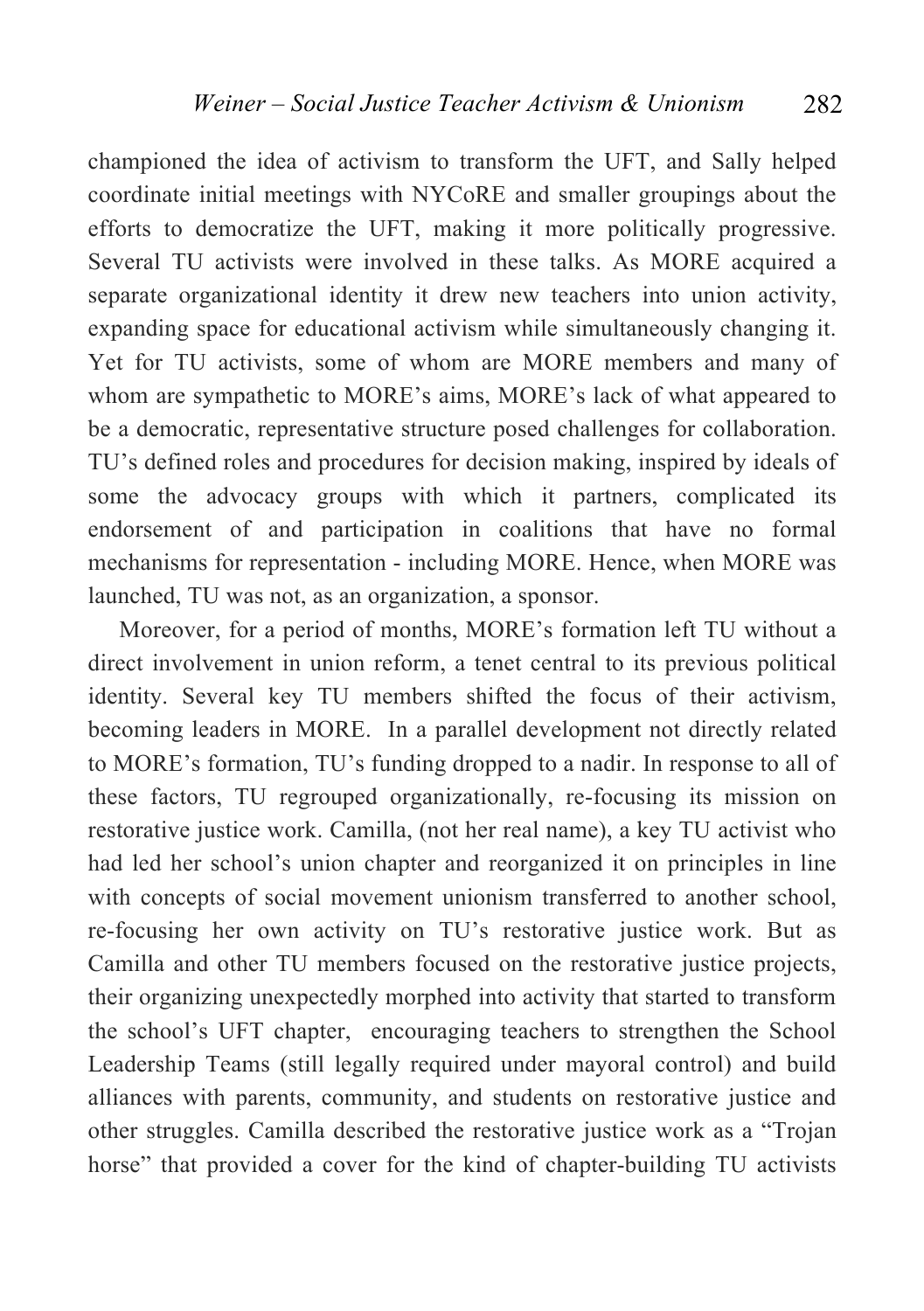championed the idea of activism to transform the UFT, and Sally helped coordinate initial meetings with NYCoRE and smaller groupings about the efforts to democratize the UFT, making it more politically progressive. Several TU activists were involved in these talks. As MORE acquired a separate organizational identity it drew new teachers into union activity, expanding space for educational activism while simultaneously changing it. Yet for TU activists, some of whom are MORE members and many of whom are sympathetic to MORE's aims, MORE's lack of what appeared to be a democratic, representative structure posed challenges for collaboration. TU's defined roles and procedures for decision making, inspired by ideals of some the advocacy groups with which it partners, complicated its endorsement of and participation in coalitions that have no formal mechanisms for representation - including MORE. Hence, when MORE was launched, TU was not, as an organization, a sponsor.

Moreover, for a period of months, MORE's formation left TU without a direct involvement in union reform, a tenet central to its previous political identity. Several key TU members shifted the focus of their activism, becoming leaders in MORE. In a parallel development not directly related to MORE's formation, TU's funding dropped to a nadir. In response to all of these factors, TU regrouped organizationally, re-focusing its mission on restorative justice work. Camilla, (not her real name), a key TU activist who had led her school's union chapter and reorganized it on principles in line with concepts of social movement unionism transferred to another school, re-focusing her own activity on TU's restorative justice work. But as Camilla and other TU members focused on the restorative justice projects, their organizing unexpectedly morphed into activity that started to transform the school's UFT chapter, encouraging teachers to strengthen the School Leadership Teams (still legally required under mayoral control) and build alliances with parents, community, and students on restorative justice and other struggles. Camilla described the restorative justice work as a "Trojan horse" that provided a cover for the kind of chapter-building TU activists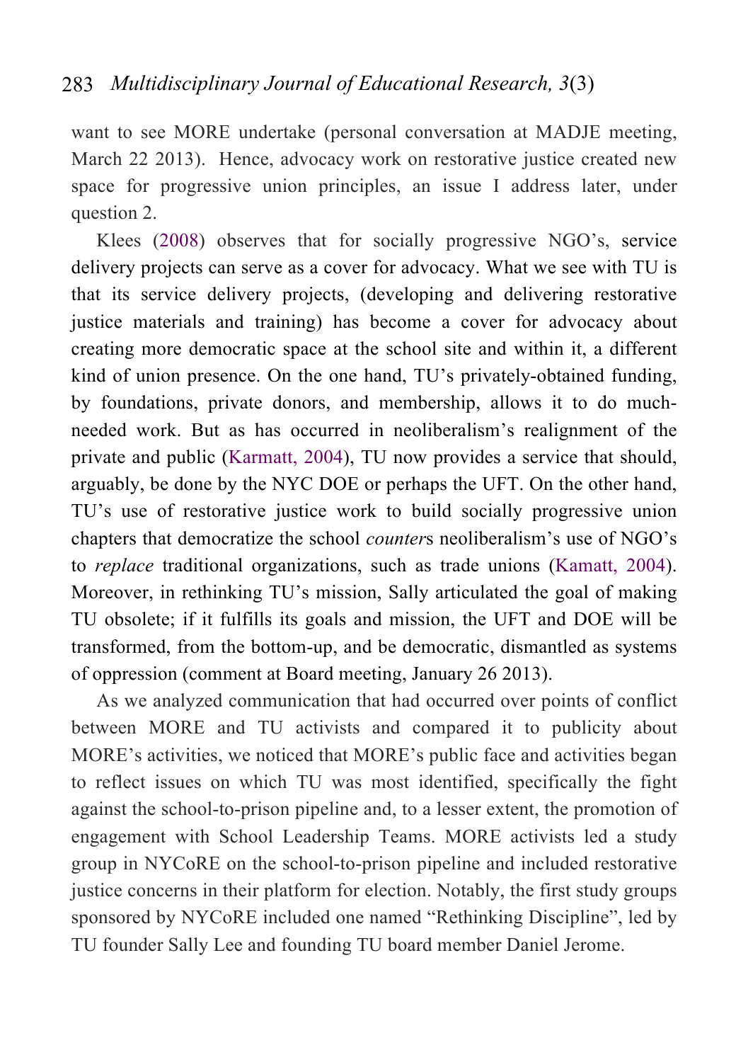want to see MORE undertake (personal conversation at MADJE meeting, March 22 2013). Hence, advocacy work on restorative justice created new space for progressive union principles, an issue I address later, under question 2.

Klees (2008) observes that for socially progressive NGO's, service delivery projects can serve as a cover for advocacy. What we see with TU is that its service delivery projects, (developing and delivering restorative justice materials and training) has become a cover for advocacy about creating more democratic space at the school site and within it, a different kind of union presence. On the one hand, TU's privately-obtained funding, by foundations, private donors, and membership, allows it to do much-needed work. But as has occurred in neoliberalism's realignment of the private and public (Karmatt, 2004), TU now provides a service that should, arguably, be done by the NYC DOE or perhaps the UFT. On the other hand, TU's use of restorative justice work to build socially progressive union chapters that democratize the school *counter*s neoliberalism's use of NGO's to *replace* traditional organizations, such as trade unions (Kamatt, 2004). Moreover, in rethinking TU's mission, Sally articulated the goal of making TU obsolete; if it fulfills its goals and mission, the UFT and DOE will be transformed, from the bottom-up, and be democratic, dismantled as systems of oppression (comment at Board meeting, January 26 2013).

As we analyzed communication that had occurred over points of conflict between MORE and TU activists and compared it to publicity about MORE's activities, we noticed that MORE's public face and activities began to reflect issues on which TU was most identified, specifically the fight against the school-to-prison pipeline and, to a lesser extent, the promotion of engagement with School Leadership Teams. MORE activists led a study group in NYCoRE on the school-to-prison pipeline and included restorative justice concerns in their platform for election. Notably, the first study groups sponsored by NYCoRE included one named "Rethinking Discipline", led by TU founder Sally Lee and founding TU board member Daniel Jerome.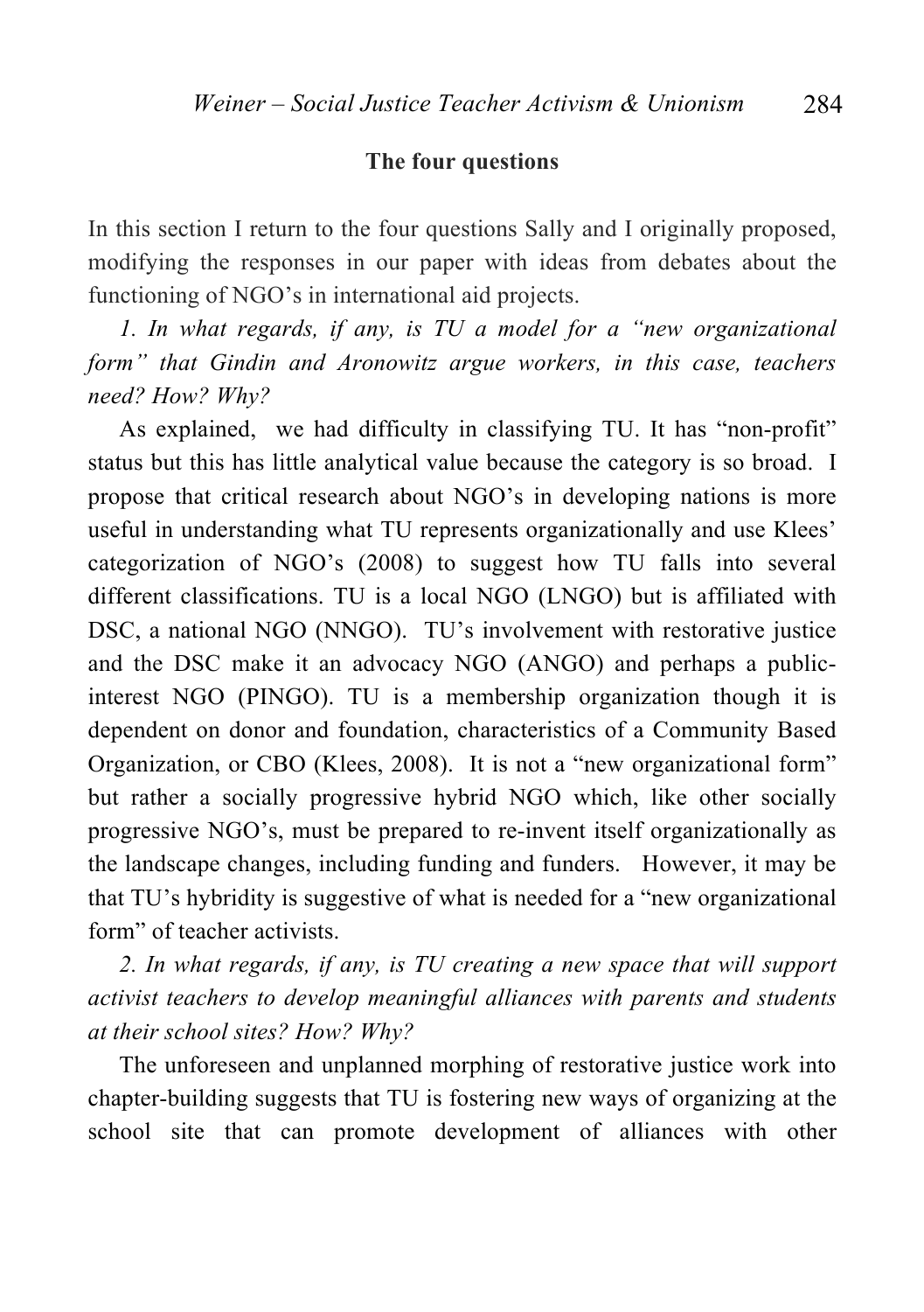**The four questions**

In this section I return to the four questions Sally and I originally proposed, modifying the responses in our paper with ideas from debates about the functioning of NGO's in international aid projects.

*1. In what regards, if any, is TU a model for a "new organizational form" that Gindin and Aronowitz argue workers, in this case, teachers need? How? Why?*

As explained, we had difficulty in classifying TU. It has "non-profit" status but this has little analytical value because the category is so broad. I propose that critical research about NGO's in developing nations is more useful in understanding what TU represents organizationally and use Klees' categorization of NGO's (2008) to suggest how TU falls into several different classifications. TU is a local NGO (LNGO) but is affiliated with DSC, a national NGO (NNGO). TU's involvement with restorative justice and the DSC make it an advocacy NGO (ANGO) and perhaps a public-interest NGO (PINGO). TU is a membership organization though it is dependent on donor and foundation, characteristics of a Community Based Organization, or CBO (Klees, 2008). It is not a "new organizational form" but rather a socially progressive hybrid NGO which, like other socially progressive NGO's, must be prepared to re-invent itself organizationally as the landscape changes, including funding and funders. However, it may be that TU's hybridity is suggestive of what is needed for a "new organizational form" of teacher activists.

*2. In what regards, if any, is TU creating a new space that will support activist teachers to develop meaningful alliances with parents and students at their school sites? How? Why?*

The unforeseen and unplanned morphing of restorative justice work into chapter-building suggests that TU is fostering new ways of organizing at the school site that can promote development of alliances with other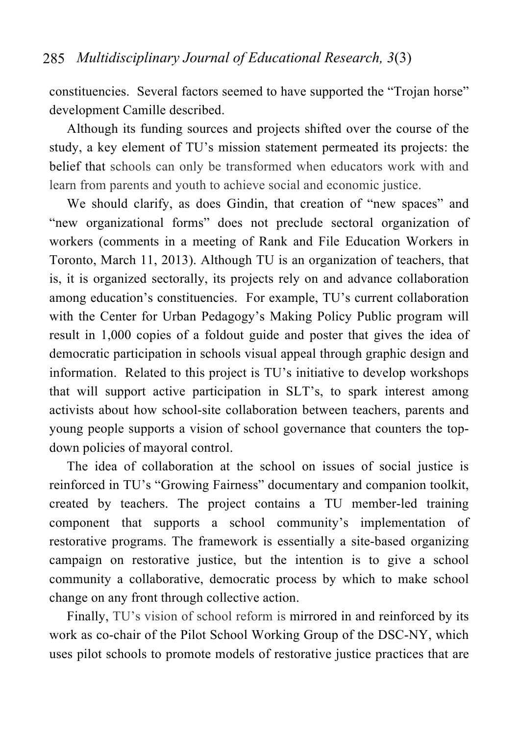constituencies. Several factors seemed to have supported the "Trojan horse" development Camille described.

Although its funding sources and projects shifted over the course of the study, a key element of TU's mission statement permeated its projects: the belief that schools can only be transformed when educators work with and learn from parents and youth to achieve social and economic justice.

We should clarify, as does Gindin, that creation of "new spaces" and "new organizational forms" does not preclude sectoral organization of workers (comments in a meeting of Rank and File Education Workers in Toronto, March 11, 2013). Although TU is an organization of teachers, that is, it is organized sectorally, its projects rely on and advance collaboration among education's constituencies. For example, TU's current collaboration with the Center for Urban Pedagogy's Making Policy Public program will result in 1,000 copies of a foldout guide and poster that gives the idea of democratic participation in schools visual appeal through graphic design and information. Related to this project is TU's initiative to develop workshops that will support active participation in SLT's, to spark interest among activists about how school-site collaboration between teachers, parents and young people supports a vision of school governance that counters the top-down policies of mayoral control.

The idea of collaboration at the school on issues of social justice is reinforced in TU's "Growing Fairness" documentary and companion toolkit, created by teachers. The project contains a TU member-led training component that supports a school community's implementation of restorative programs. The framework is essentially a site-based organizing campaign on restorative justice, but the intention is to give a school community a collaborative, democratic process by which to make school change on any front through collective action.

Finally, TU's vision of school reform is mirrored in and reinforced by its work as co-chair of the Pilot School Working Group of the DSC-NY, which uses pilot schools to promote models of restorative justice practices that are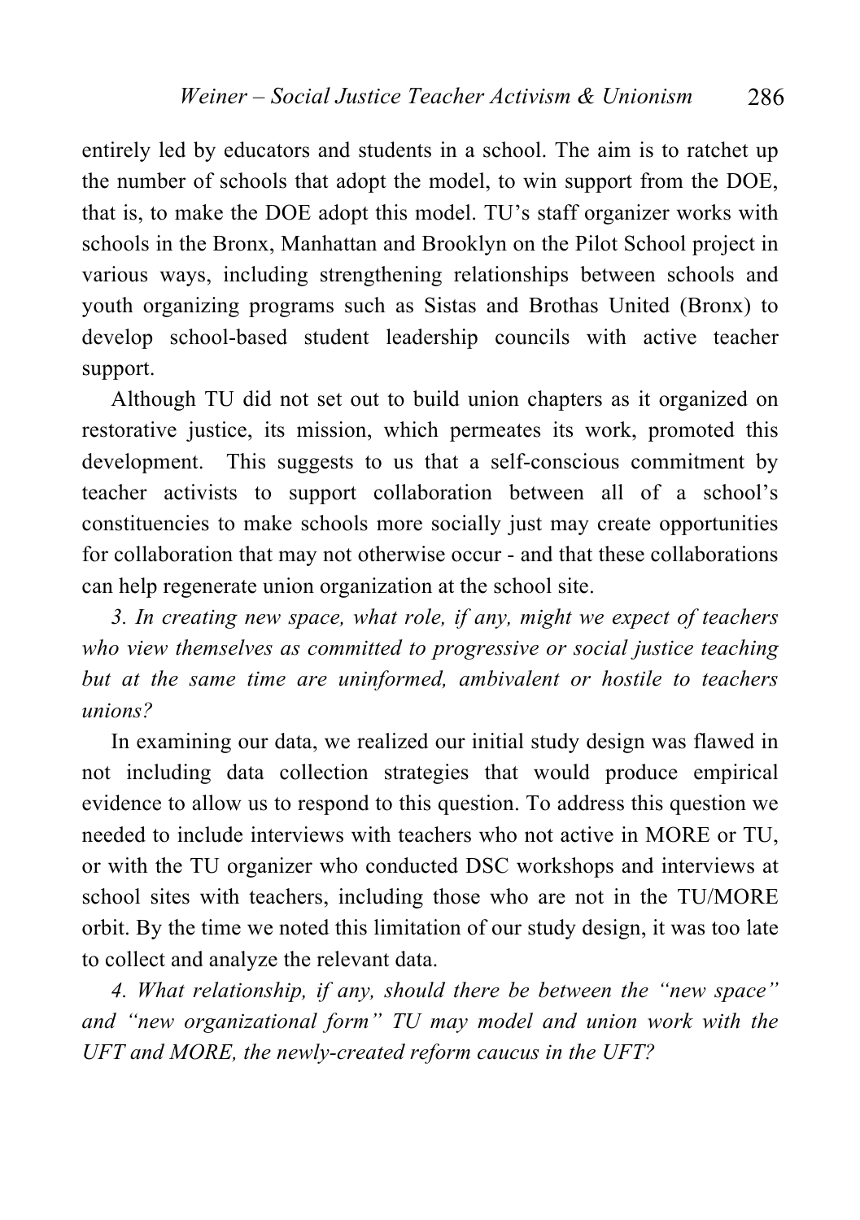entirely led by educators and students in a school. The aim is to ratchet up the number of schools that adopt the model, to win support from the DOE, that is, to make the DOE adopt this model. TU's staff organizer works with schools in the Bronx, Manhattan and Brooklyn on the Pilot School project in various ways, including strengthening relationships between schools and youth organizing programs such as Sistas and Brothas United (Bronx) to develop school-based student leadership councils with active teacher support.

Although TU did not set out to build union chapters as it organized on restorative justice, its mission, which permeates its work, promoted this development. This suggests to us that a self-conscious commitment by teacher activists to support collaboration between all of a school's constituencies to make schools more socially just may create opportunities for collaboration that may not otherwise occur - and that these collaborations can help regenerate union organization at the school site.

*3. In creating new space, what role, if any, might we expect of teachers who view themselves as committed to progressive or social justice teaching but at the same time are uninformed, ambivalent or hostile to teachers unions?*

In examining our data, we realized our initial study design was flawed in not including data collection strategies that would produce empirical evidence to allow us to respond to this question. To address this question we needed to include interviews with teachers who not active in MORE or TU, or with the TU organizer who conducted DSC workshops and interviews at school sites with teachers, including those who are not in the TU/MORE orbit. By the time we noted this limitation of our study design, it was too late to collect and analyze the relevant data.

*4. What relationship, if any, should there be between the "new space" and "new organizational form" TU may model and union work with the UFT and MORE, the newly-created reform caucus in the UFT?*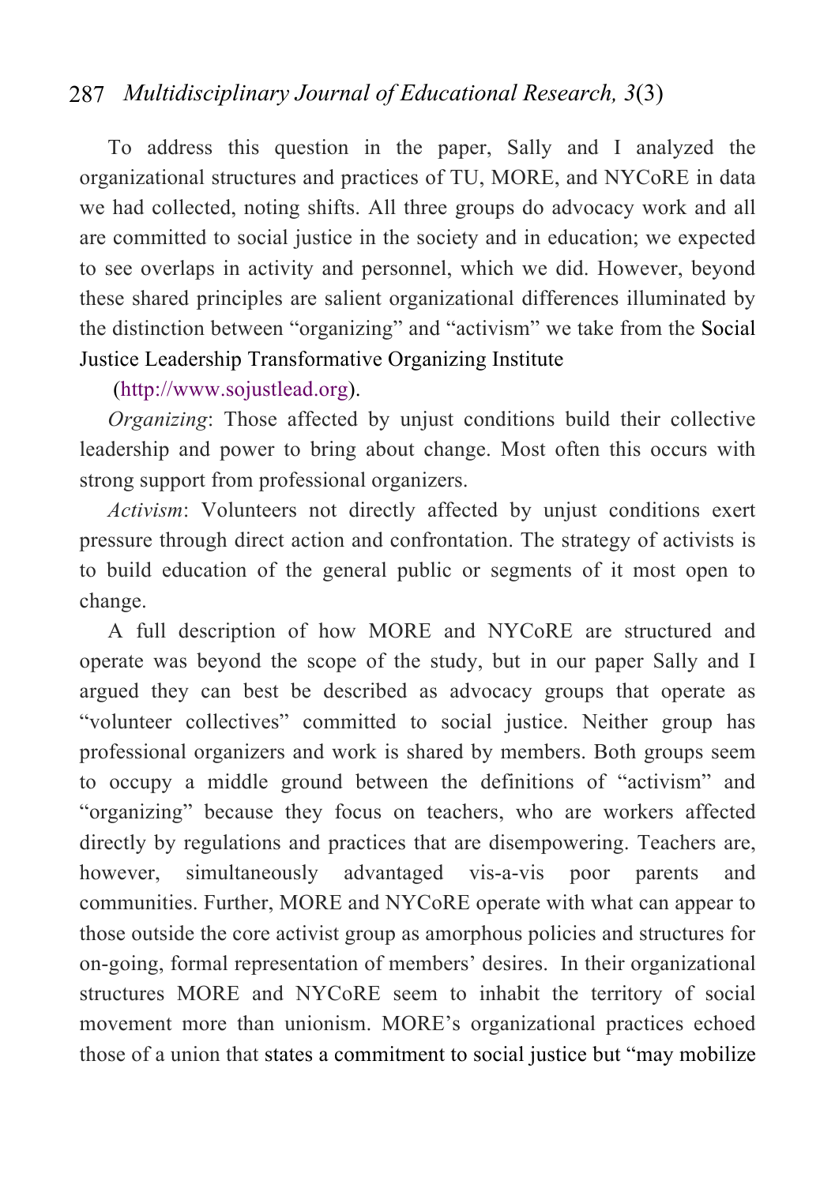To address this question in the paper, Sally and I analyzed the organizational structures and practices of TU, MORE, and NYCoRE in data we had collected, noting shifts. All three groups do advocacy work and all are committed to social justice in the society and in education; we expected to see overlaps in activity and personnel, which we did. However, beyond these shared principles are salient organizational differences illuminated by the distinction between "organizing" and "activism" we take from the Social Justice Leadership Transformative Organizing Institute (http://www.sojustlead.org).

*Organizing*: Those affected by unjust conditions build their collective leadership and power to bring about change. Most often this occurs with strong support from professional organizers.

*Activism*: Volunteers not directly affected by unjust conditions exert pressure through direct action and confrontation. The strategy of activists is to build education of the general public or segments of it most open to change.

A full description of how MORE and NYCoRE are structured and operate was beyond the scope of the study, but in our paper Sally and I argued they can best be described as advocacy groups that operate as "volunteer collectives" committed to social justice. Neither group has professional organizers and work is shared by members. Both groups seem to occupy a middle ground between the definitions of "activism" and "organizing" because they focus on teachers, who are workers affected directly by regulations and practices that are disempowering. Teachers are, however, simultaneously advantaged vis-a-vis poor parents and communities. Further, MORE and NYCoRE operate with what can appear to those outside the core activist group as amorphous policies and structures for on-going, formal representation of members' desires. In their organizational structures MORE and NYCoRE seem to inhabit the territory of social movement more than unionism. MORE's organizational practices echoed those of a union that states a commitment to social justice but "may mobilize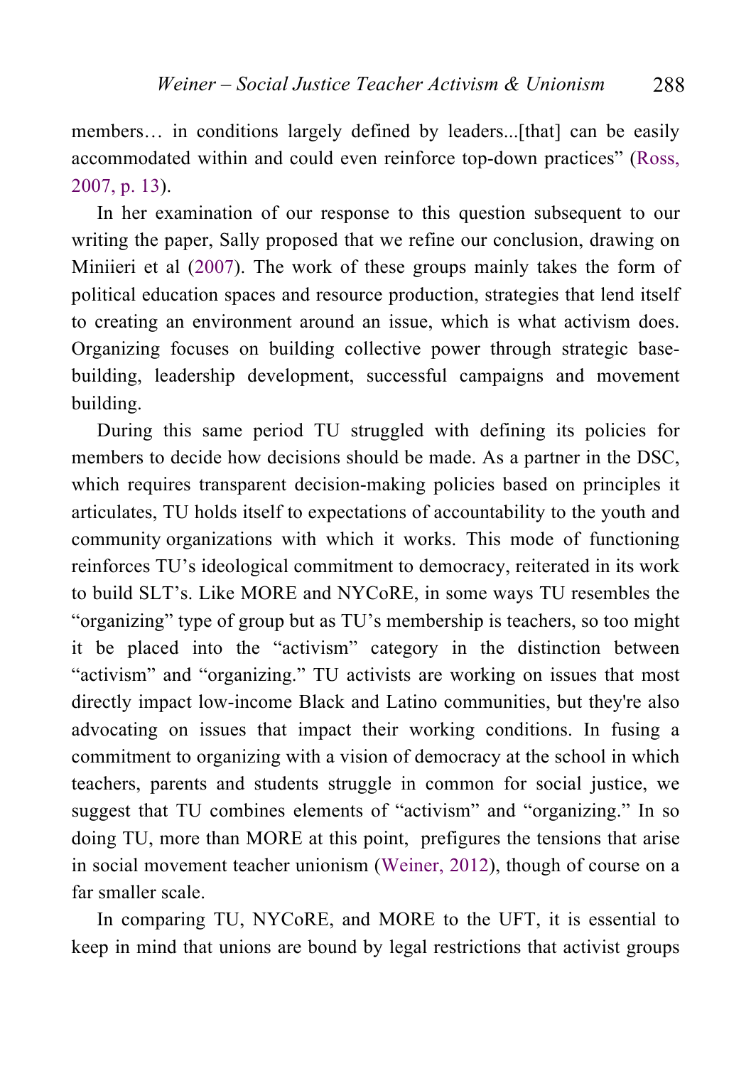members… in conditions largely defined by leaders...[that] can be easily accommodated within and could even reinforce top-down practices" (Ross, 2007, p. 13).

In her examination of our response to this question subsequent to our writing the paper, Sally proposed that we refine our conclusion, drawing on Miniieri et al (2007). The work of these groups mainly takes the form of political education spaces and resource production, strategies that lend itself to creating an environment around an issue, which is what activism does. Organizing focuses on building collective power through strategic base-building, leadership development, successful campaigns and movement building.

During this same period TU struggled with defining its policies for members to decide how decisions should be made. As a partner in the DSC, which requires transparent decision-making policies based on principles it articulates, TU holds itself to expectations of accountability to the youth and community organizations with which it works. This mode of functioning reinforces TU's ideological commitment to democracy, reiterated in its work to build SLT's. Like MORE and NYCoRE, in some ways TU resembles the "organizing" type of group but as TU's membership is teachers, so too might it be placed into the "activism" category in the distinction between "activism" and "organizing." TU activists are working on issues that most directly impact low-income Black and Latino communities, but they're also advocating on issues that impact their working conditions. In fusing a commitment to organizing with a vision of democracy at the school in which teachers, parents and students struggle in common for social justice, we suggest that TU combines elements of "activism" and "organizing." In so doing TU, more than MORE at this point, prefigures the tensions that arise in social movement teacher unionism (Weiner, 2012), though of course on a far smaller scale.

In comparing TU, NYCoRE, and MORE to the UFT, it is essential to keep in mind that unions are bound by legal restrictions that activist groups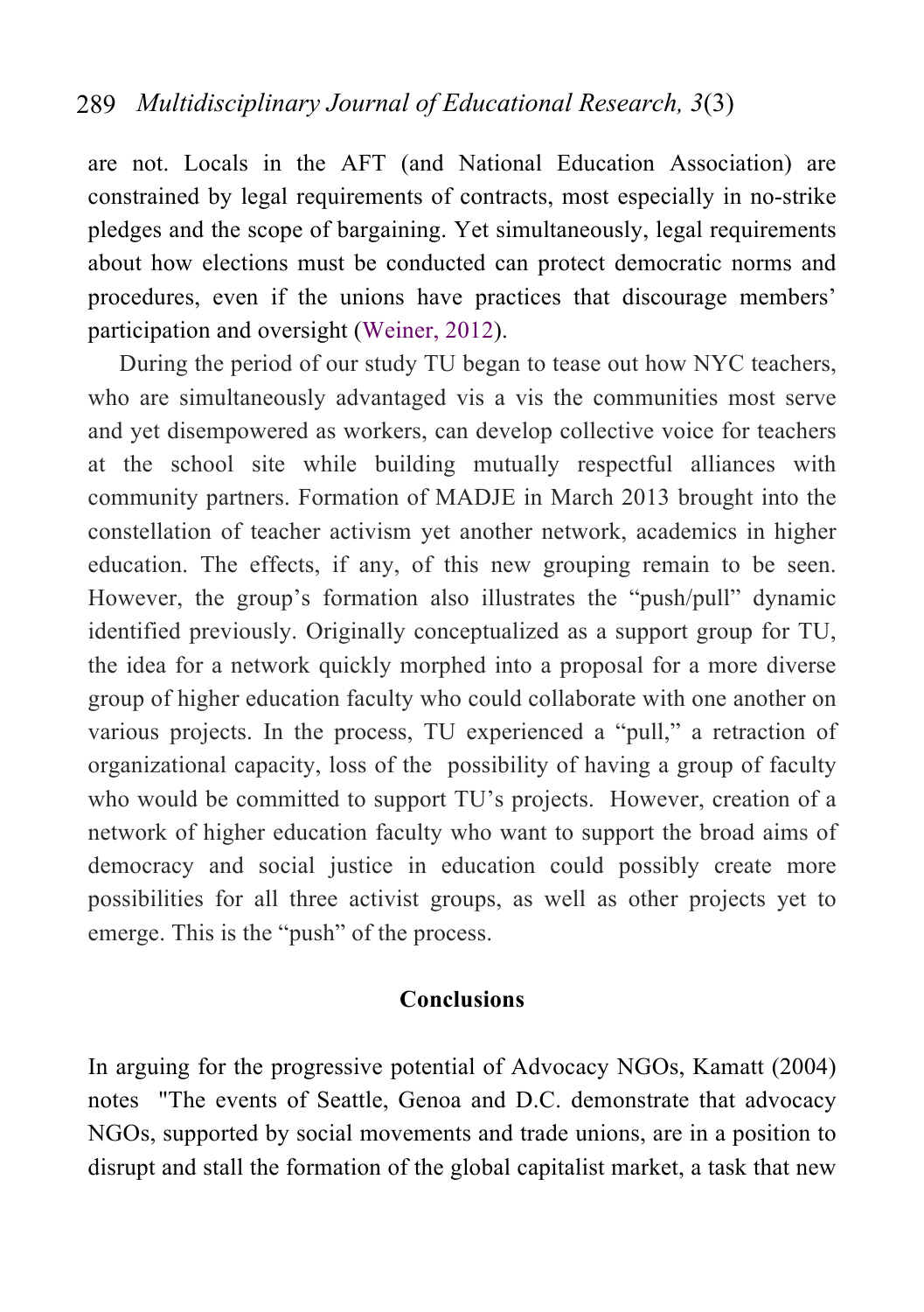are not. Locals in the AFT (and National Education Association) are constrained by legal requirements of contracts, most especially in no-strike pledges and the scope of bargaining. Yet simultaneously, legal requirements about how elections must be conducted can protect democratic norms and procedures, even if the unions have practices that discourage members' participation and oversight (Weiner, 2012).

During the period of our study TU began to tease out how NYC teachers, who are simultaneously advantaged vis a vis the communities most serve and yet disempowered as workers, can develop collective voice for teachers at the school site while building mutually respectful alliances with community partners. Formation of MADJE in March 2013 brought into the constellation of teacher activism yet another network, academics in higher education. The effects, if any, of this new grouping remain to be seen. However, the group's formation also illustrates the "push/pull" dynamic identified previously. Originally conceptualized as a support group for TU, the idea for a network quickly morphed into a proposal for a more diverse group of higher education faculty who could collaborate with one another on various projects. In the process, TU experienced a "pull," a retraction of organizational capacity, loss of the possibility of having a group of faculty who would be committed to support TU's projects. However, creation of a network of higher education faculty who want to support the broad aims of democracy and social justice in education could possibly create more possibilities for all three activist groups, as well as other projects yet to emerge. This is the "push" of the process.

## Conclusions

In arguing for the progressive potential of Advocacy NGOs, Kamatt (2004) notes "The events of Seattle, Genoa and D.C. demonstrate that advocacy NGOs, supported by social movements and trade unions, are in a position to disrupt and stall the formation of the global capitalist market, a task that new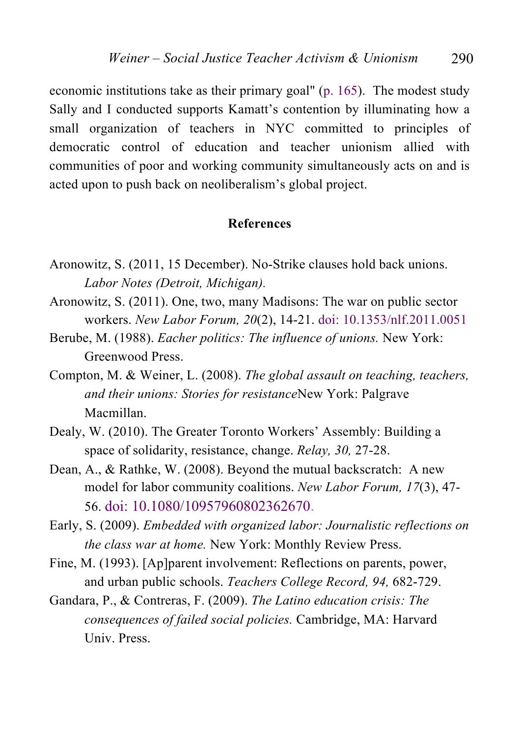economic institutions take as their primary goal" (p. 165). The modest study Sally and I conducted supports Kamatt's contention by illuminating how a small organization of teachers in NYC committed to principles of democratic control of education and teacher unionism allied with communities of poor and working community simultaneously acts on and is acted upon to push back on neoliberalism's global project.

## References

Aronowitz, S. (2011, 15 December). No-Strike clauses hold back unions. *Labor Notes (Detroit, Michigan).*

Aronowitz, S. (2011). One, two, many Madisons: The war on public sector workers. *New Labor Forum, 20*(2), 14-21. doi: 10.1353/nlf.2011.0051

Berube, M. (1988). *Eacher politics: The influence of unions.* New York: Greenwood Press.

Compton, M. & Weiner, L. (2008). *The global assault on teaching, teachers, and their unions: Stories for resistance*New York: Palgrave Macmillan.

Dealy, W. (2010). The Greater Toronto Workers' Assembly: Building a space of solidarity, resistance, change. *Relay, 30,* 27-28.

Dean, A., & Rathke, W. (2008). Beyond the mutual backscratch: A new model for labor community coalitions. *New Labor Forum, 17*(3), 47-56. doi: 10.1080/10957960802362670.

Early, S. (2009). *Embedded with organized labor: Journalistic reflections on the class war at home.* New York: Monthly Review Press.

Fine, M. (1993). [Ap]parent involvement: Reflections on parents, power, and urban public schools. *Teachers College Record, 94,* 682-729.

Gandara, P., & Contreras, F. (2009). *The Latino education crisis: The consequences of failed social policies.* Cambridge, MA: Harvard Univ. Press.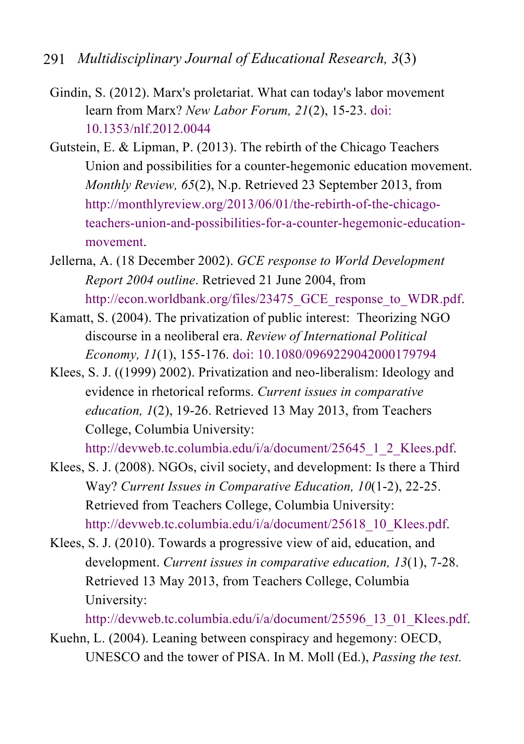Gindin, S. (2012). Marx's proletariat. What can today's labor movement learn from Marx? *New Labor Forum, 21*(2), 15-23. doi: 10.1353/nlf.2012.0044

Gutstein, E. & Lipman, P. (2013). The rebirth of the Chicago Teachers Union and possibilities for a counter-hegemonic education movement. *Monthly Review, 65*(2), N.p. Retrieved 23 September 2013, from http://monthlyreview.org/2013/06/01/the-rebirth-of-the-chicago-teachers-union-and-possibilities-for-a-counter-hegemonic-education-movement.

Jellerna, A. (18 December 2002). *GCE response to World Development Report 2004 outline*. Retrieved 21 June 2004, from http://econ.worldbank.org/files/23475_GCE_response_to_WDR.pdf.

Kamatt, S. (2004). The privatization of public interest: Theorizing NGO discourse in a neoliberal era. *Review of International Political Economy, 11*(1), 155-176. doi: 10.1080/0969229042000179794

Klees, S. J. ((1999) 2002). Privatization and neo-liberalism: Ideology and evidence in rhetorical reforms. *Current issues in comparative education, 1*(2), 19-26. Retrieved 13 May 2013, from Teachers College, Columbia University: http://devweb.tc.columbia.edu/i/a/document/25645_1_2_Klees.pdf.

Klees, S. J. (2008). NGOs, civil society, and development: Is there a Third Way? *Current Issues in Comparative Education, 10*(1-2), 22-25. Retrieved from Teachers College, Columbia University: http://devweb.tc.columbia.edu/i/a/document/25618_10_Klees.pdf.

Klees, S. J. (2010). Towards a progressive view of aid, education, and development. *Current issues in comparative education, 13*(1), 7-28. Retrieved 13 May 2013, from Teachers College, Columbia University: http://devweb.tc.columbia.edu/i/a/document/25596_13_01_Klees.pdf.

Kuehn, L. (2004). Leaning between conspiracy and hegemony: OECD, UNESCO and the tower of PISA. In M. Moll (Ed.), *Passing the test.*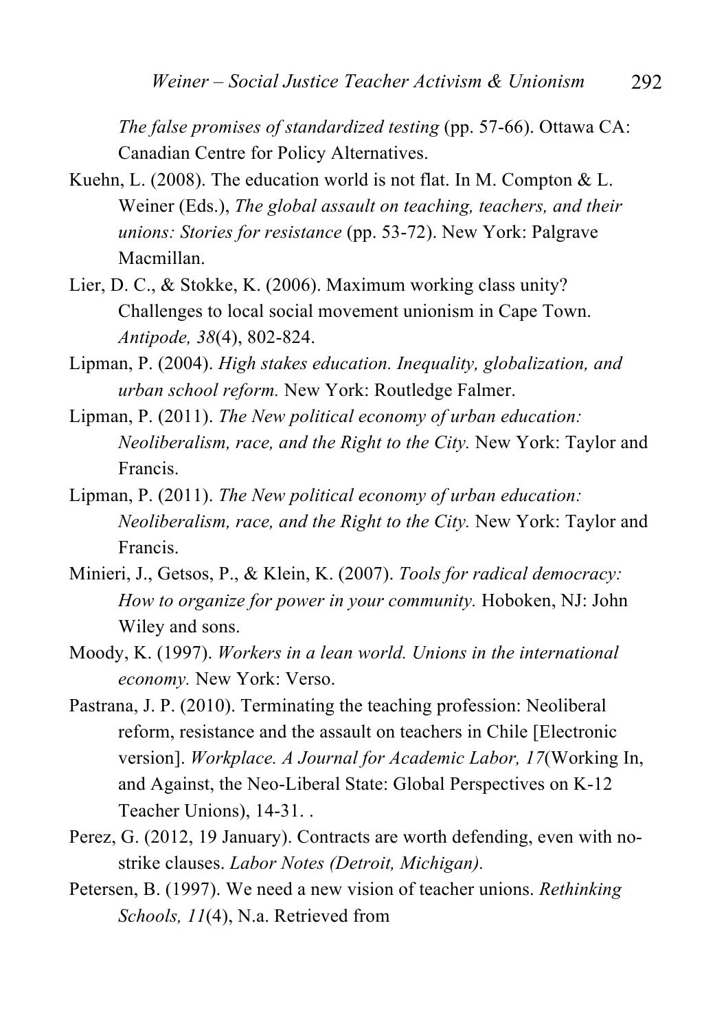*The false promises of standardized testing* (pp. 57-66). Ottawa CA: Canadian Centre for Policy Alternatives.

Kuehn, L. (2008). The education world is not flat. In M. Compton & L. Weiner (Eds.), *The global assault on teaching, teachers, and their unions: Stories for resistance* (pp. 53-72). New York: Palgrave Macmillan.

Lier, D. C., & Stokke, K. (2006). Maximum working class unity? Challenges to local social movement unionism in Cape Town. *Antipode, 38*(4), 802-824.

Lipman, P. (2004). *High stakes education. Inequality, globalization, and urban school reform.* New York: Routledge Falmer.

Lipman, P. (2011). *The New political economy of urban education: Neoliberalism, race, and the Right to the City.* New York: Taylor and Francis.

Lipman, P. (2011). *The New political economy of urban education: Neoliberalism, race, and the Right to the City.* New York: Taylor and Francis.

Minieri, J., Getsos, P., & Klein, K. (2007). *Tools for radical democracy: How to organize for power in your community.* Hoboken, NJ: John Wiley and sons.

Moody, K. (1997). *Workers in a lean world. Unions in the international economy.* New York: Verso.

Pastrana, J. P. (2010). Terminating the teaching profession: Neoliberal reform, resistance and the assault on teachers in Chile [Electronic version]. *Workplace. A Journal for Academic Labor, 17*(Working In, and Against, the Neo-Liberal State: Global Perspectives on K-12 Teacher Unions), 14-31. .

Perez, G. (2012, 19 January). Contracts are worth defending, even with no-strike clauses. *Labor Notes (Detroit, Michigan).*

Petersen, B. (1997). We need a new vision of teacher unions. *Rethinking Schools, 11*(4), N.a. Retrieved from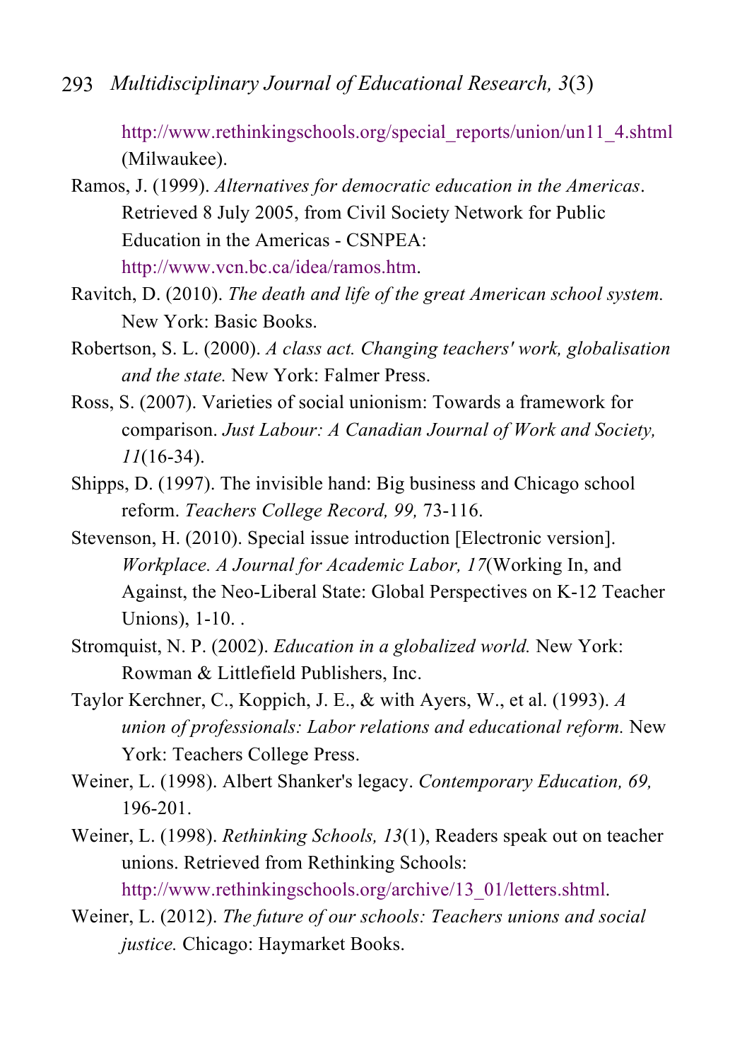http://www.rethinkingschools.org/special_reports/union/un11_4.shtml (Milwaukee).

Ramos, J. (1999). *Alternatives for democratic education in the Americas*. Retrieved 8 July 2005, from Civil Society Network for Public Education in the Americas - CSNPEA: http://www.vcn.bc.ca/idea/ramos.htm.

Ravitch, D. (2010). *The death and life of the great American school system.* New York: Basic Books.

Robertson, S. L. (2000). *A class act. Changing teachers' work, globalisation and the state.* New York: Falmer Press.

Ross, S. (2007). Varieties of social unionism: Towards a framework for comparison. *Just Labour: A Canadian Journal of Work and Society, 11*(16-34).

Shipps, D. (1997). The invisible hand: Big business and Chicago school reform. *Teachers College Record, 99,* 73-116.

Stevenson, H. (2010). Special issue introduction [Electronic version]. *Workplace. A Journal for Academic Labor, 17*(Working In, and Against, the Neo-Liberal State: Global Perspectives on K-12 Teacher Unions), 1-10. .

Stromquist, N. P. (2002). *Education in a globalized world.* New York: Rowman & Littlefield Publishers, Inc.

Taylor Kerchner, C., Koppich, J. E., & with Ayers, W., et al. (1993). *A union of professionals: Labor relations and educational reform.* New York: Teachers College Press.

Weiner, L. (1998). Albert Shanker's legacy. *Contemporary Education, 69,* 196-201.

Weiner, L. (1998). *Rethinking Schools, 13*(1), Readers speak out on teacher unions. Retrieved from Rethinking Schools: http://www.rethinkingschools.org/archive/13_01/letters.shtml.

Weiner, L. (2012). *The future of our schools: Teachers unions and social justice.* Chicago: Haymarket Books.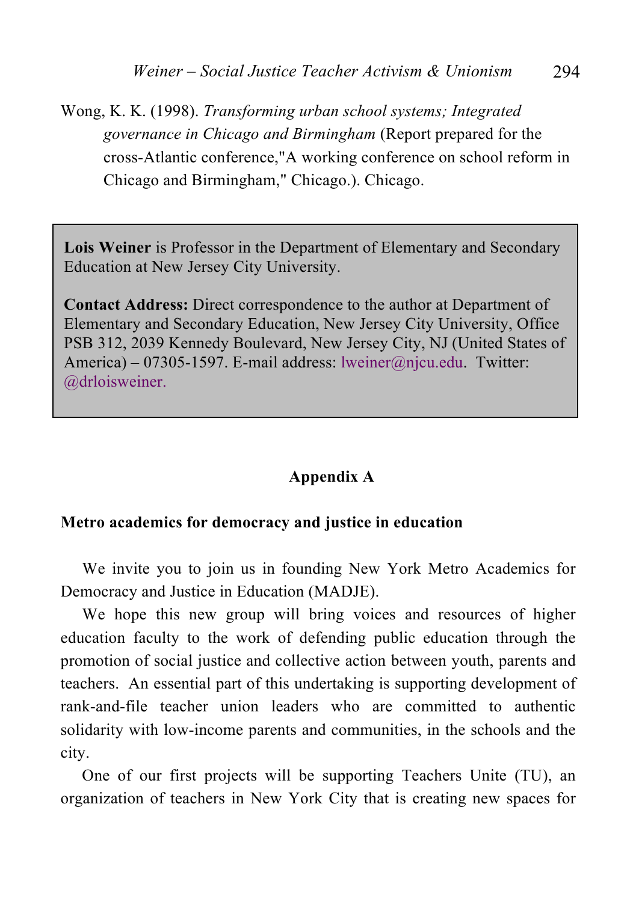Wong, K. K. (1998). *Transforming urban school systems; Integrated governance in Chicago and Birmingham* (Report prepared for the cross-Atlantic conference,"A working conference on school reform in Chicago and Birmingham," Chicago.). Chicago.

**Lois Weiner** is Professor in the Department of Elementary and Secondary Education at New Jersey City University.

**Contact Address:** Direct correspondence to the author at Department of Elementary and Secondary Education, New Jersey City University, Office PSB 312, 2039 Kennedy Boulevard, New Jersey City, NJ (United States of America) – 07305-1597. E-mail address: lweiner@njcu.edu. Twitter: @drloisweiner.

## Appendix A

### Metro academics for democracy and justice in education

We invite you to join us in founding New York Metro Academics for Democracy and Justice in Education (MADJE).

We hope this new group will bring voices and resources of higher education faculty to the work of defending public education through the promotion of social justice and collective action between youth, parents and teachers. An essential part of this undertaking is supporting development of rank-and-file teacher union leaders who are committed to authentic solidarity with low-income parents and communities, in the schools and the city.

One of our first projects will be supporting Teachers Unite (TU), an organization of teachers in New York City that is creating new spaces for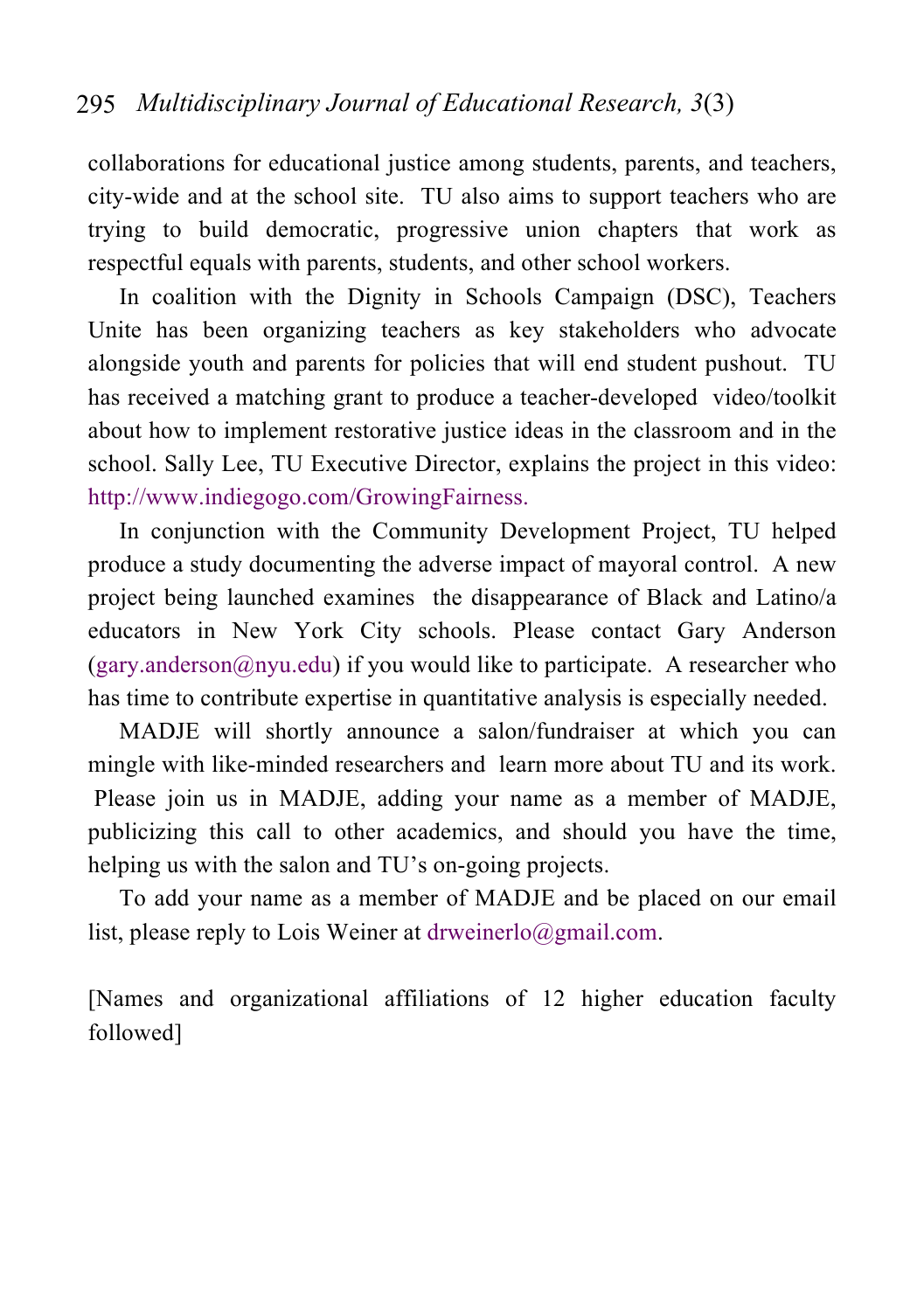collaborations for educational justice among students, parents, and teachers, city-wide and at the school site. TU also aims to support teachers who are trying to build democratic, progressive union chapters that work as respectful equals with parents, students, and other school workers.

In coalition with the Dignity in Schools Campaign (DSC), Teachers Unite has been organizing teachers as key stakeholders who advocate alongside youth and parents for policies that will end student pushout. TU has received a matching grant to produce a teacher-developed video/toolkit about how to implement restorative justice ideas in the classroom and in the school. Sally Lee, TU Executive Director, explains the project in this video: http://www.indiegogo.com/GrowingFairness.

In conjunction with the Community Development Project, TU helped produce a study documenting the adverse impact of mayoral control. A new project being launched examines the disappearance of Black and Latino/a educators in New York City schools. Please contact Gary Anderson (gary.anderson@nyu.edu) if you would like to participate. A researcher who has time to contribute expertise in quantitative analysis is especially needed.

MADJE will shortly announce a salon/fundraiser at which you can mingle with like-minded researchers and learn more about TU and its work. Please join us in MADJE, adding your name as a member of MADJE, publicizing this call to other academics, and should you have the time, helping us with the salon and TU's on-going projects.

To add your name as a member of MADJE and be placed on our email list, please reply to Lois Weiner at drweinerlo@gmail.com.

[Names and organizational affiliations of 12 higher education faculty followed]